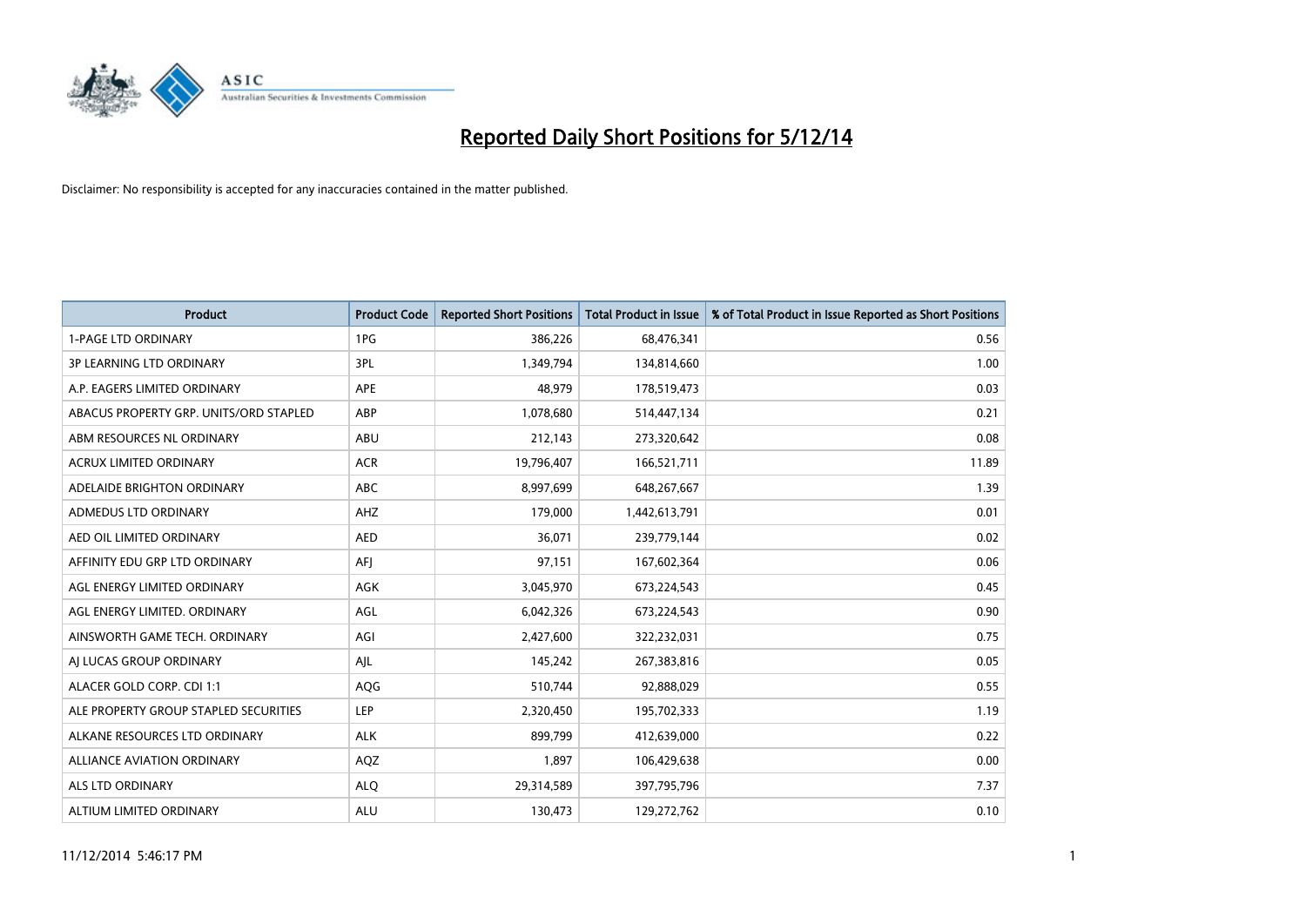# Reported Daily Short Positions for 5/12/14

Disclaimer: No responsibility is accepted for any inaccuracies contained in the matter published.

| Product | Product Code | Reported Short Positions | Total Product in Issue | % of Total Product in Issue Reported as Short Positions |
|---|---|---|---|---|
| 1-PAGE LTD ORDINARY | 1PG | 386,226 | 68,476,341 | 0.56 |
| 3P LEARNING LTD ORDINARY | 3PL | 1,349,794 | 134,814,660 | 1.00 |
| A.P. EAGERS LIMITED ORDINARY | APE | 48,979 | 178,519,473 | 0.03 |
| ABACUS PROPERTY GRP. UNITS/ORD STAPLED | ABP | 1,078,680 | 514,447,134 | 0.21 |
| ABM RESOURCES NL ORDINARY | ABU | 212,143 | 273,320,642 | 0.08 |
| ACRUX LIMITED ORDINARY | ACR | 19,796,407 | 166,521,711 | 11.89 |
| ADELAIDE BRIGHTON ORDINARY | ABC | 8,997,699 | 648,267,667 | 1.39 |
| ADMEDUS LTD ORDINARY | AHZ | 179,000 | 1,442,613,791 | 0.01 |
| AED OIL LIMITED ORDINARY | AED | 36,071 | 239,779,144 | 0.02 |
| AFFINITY EDU GRP LTD ORDINARY | AFJ | 97,151 | 167,602,364 | 0.06 |
| AGL ENERGY LIMITED ORDINARY | AGK | 3,045,970 | 673,224,543 | 0.45 |
| AGL ENERGY LIMITED. ORDINARY | AGL | 6,042,326 | 673,224,543 | 0.90 |
| AINSWORTH GAME TECH. ORDINARY | AGI | 2,427,600 | 322,232,031 | 0.75 |
| AJ LUCAS GROUP ORDINARY | AJL | 145,242 | 267,383,816 | 0.05 |
| ALACER GOLD CORP. CDI 1:1 | AQG | 510,744 | 92,888,029 | 0.55 |
| ALE PROPERTY GROUP STAPLED SECURITIES | LEP | 2,320,450 | 195,702,333 | 1.19 |
| ALKANE RESOURCES LTD ORDINARY | ALK | 899,799 | 412,639,000 | 0.22 |
| ALLIANCE AVIATION ORDINARY | AQZ | 1,897 | 106,429,638 | 0.00 |
| ALS LTD ORDINARY | ALQ | 29,314,589 | 397,795,796 | 7.37 |
| ALTIUM LIMITED ORDINARY | ALU | 130,473 | 129,272,762 | 0.10 |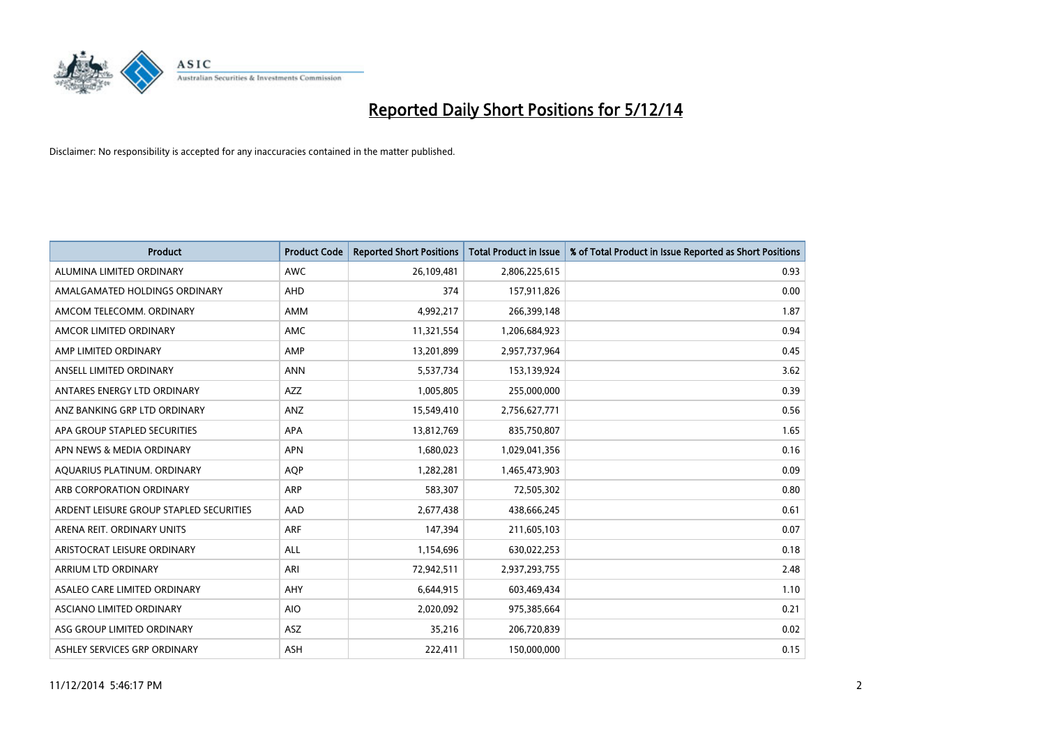# Reported Daily Short Positions for 5/12/14

Disclaimer: No responsibility is accepted for any inaccuracies contained in the matter published.

| Product | Product Code | Reported Short Positions | Total Product in Issue | % of Total Product in Issue Reported as Short Positions |
|---|---|---|---|---|
| ALUMINA LIMITED ORDINARY | AWC | 26,109,481 | 2,806,225,615 | 0.93 |
| AMALGAMATED HOLDINGS ORDINARY | AHD | 374 | 157,911,826 | 0.00 |
| AMCOM TELECOMM. ORDINARY | AMM | 4,992,217 | 266,399,148 | 1.87 |
| AMCOR LIMITED ORDINARY | AMC | 11,321,554 | 1,206,684,923 | 0.94 |
| AMP LIMITED ORDINARY | AMP | 13,201,899 | 2,957,737,964 | 0.45 |
| ANSELL LIMITED ORDINARY | ANN | 5,537,734 | 153,139,924 | 3.62 |
| ANTARES ENERGY LTD ORDINARY | AZZ | 1,005,805 | 255,000,000 | 0.39 |
| ANZ BANKING GRP LTD ORDINARY | ANZ | 15,549,410 | 2,756,627,771 | 0.56 |
| APA GROUP STAPLED SECURITIES | APA | 13,812,769 | 835,750,807 | 1.65 |
| APN NEWS & MEDIA ORDINARY | APN | 1,680,023 | 1,029,041,356 | 0.16 |
| AQUARIUS PLATINUM. ORDINARY | AQP | 1,282,281 | 1,465,473,903 | 0.09 |
| ARB CORPORATION ORDINARY | ARP | 583,307 | 72,505,302 | 0.80 |
| ARDENT LEISURE GROUP STAPLED SECURITIES | AAD | 2,677,438 | 438,666,245 | 0.61 |
| ARENA REIT. ORDINARY UNITS | ARF | 147,394 | 211,605,103 | 0.07 |
| ARISTOCRAT LEISURE ORDINARY | ALL | 1,154,696 | 630,022,253 | 0.18 |
| ARRIUM LTD ORDINARY | ARI | 72,942,511 | 2,937,293,755 | 2.48 |
| ASALEO CARE LIMITED ORDINARY | AHY | 6,644,915 | 603,469,434 | 1.10 |
| ASCIANO LIMITED ORDINARY | AIO | 2,020,092 | 975,385,664 | 0.21 |
| ASG GROUP LIMITED ORDINARY | ASZ | 35,216 | 206,720,839 | 0.02 |
| ASHLEY SERVICES GRP ORDINARY | ASH | 222,411 | 150,000,000 | 0.15 |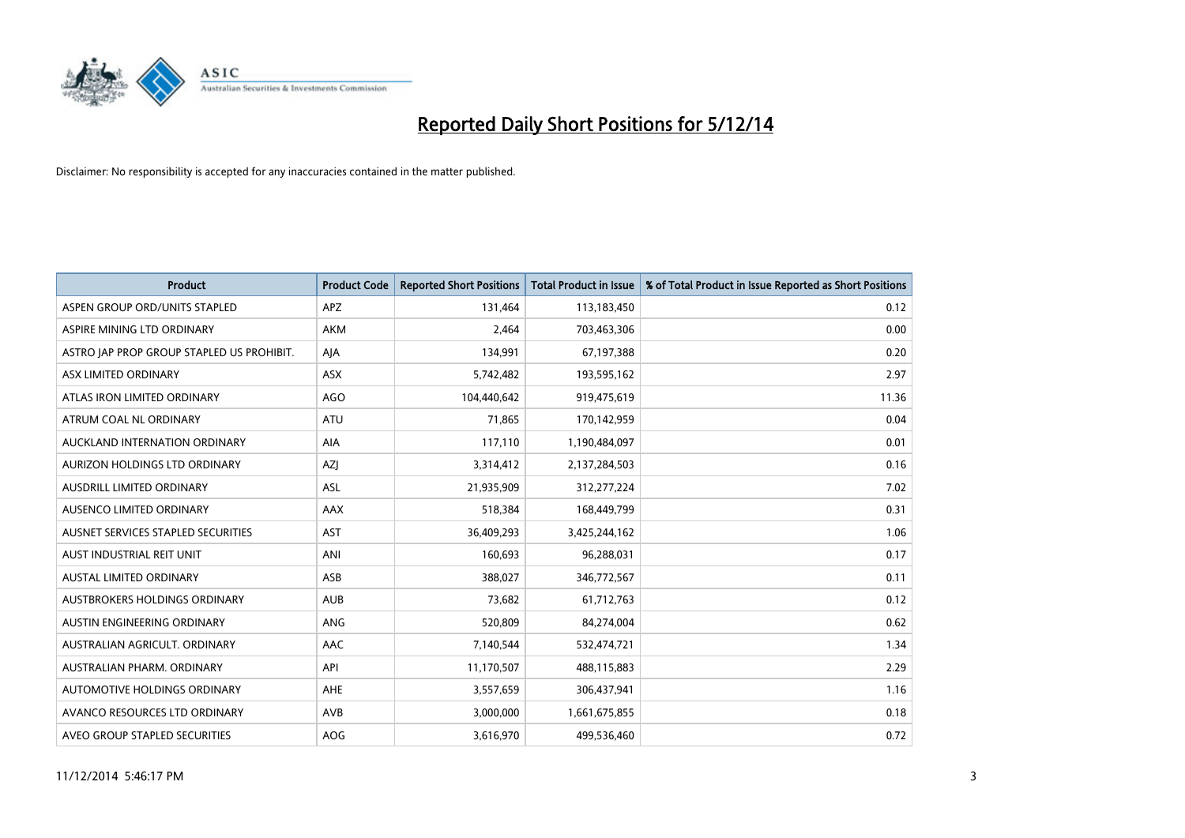# Reported Daily Short Positions for 5/12/14

Disclaimer: No responsibility is accepted for any inaccuracies contained in the matter published.

| Product | Product Code | Reported Short Positions | Total Product in Issue | % of Total Product in Issue Reported as Short Positions |
|---|---|---|---|---|
| ASPEN GROUP ORD/UNITS STAPLED | APZ | 131,464 | 113,183,450 | 0.12 |
| ASPIRE MINING LTD ORDINARY | AKM | 2,464 | 703,463,306 | 0.00 |
| ASTRO JAP PROP GROUP STAPLED US PROHIBIT. | AJA | 134,991 | 67,197,388 | 0.20 |
| ASX LIMITED ORDINARY | ASX | 5,742,482 | 193,595,162 | 2.97 |
| ATLAS IRON LIMITED ORDINARY | AGO | 104,440,642 | 919,475,619 | 11.36 |
| ATRUM COAL NL ORDINARY | ATU | 71,865 | 170,142,959 | 0.04 |
| AUCKLAND INTERNATION ORDINARY | AIA | 117,110 | 1,190,484,097 | 0.01 |
| AURIZON HOLDINGS LTD ORDINARY | AZJ | 3,314,412 | 2,137,284,503 | 0.16 |
| AUSDRILL LIMITED ORDINARY | ASL | 21,935,909 | 312,277,224 | 7.02 |
| AUSENCO LIMITED ORDINARY | AAX | 518,384 | 168,449,799 | 0.31 |
| AUSNET SERVICES STAPLED SECURITIES | AST | 36,409,293 | 3,425,244,162 | 1.06 |
| AUST INDUSTRIAL REIT UNIT | ANI | 160,693 | 96,288,031 | 0.17 |
| AUSTAL LIMITED ORDINARY | ASB | 388,027 | 346,772,567 | 0.11 |
| AUSTBROKERS HOLDINGS ORDINARY | AUB | 73,682 | 61,712,763 | 0.12 |
| AUSTIN ENGINEERING ORDINARY | ANG | 520,809 | 84,274,004 | 0.62 |
| AUSTRALIAN AGRICULT. ORDINARY | AAC | 7,140,544 | 532,474,721 | 1.34 |
| AUSTRALIAN PHARM. ORDINARY | API | 11,170,507 | 488,115,883 | 2.29 |
| AUTOMOTIVE HOLDINGS ORDINARY | AHE | 3,557,659 | 306,437,941 | 1.16 |
| AVANCO RESOURCES LTD ORDINARY | AVB | 3,000,000 | 1,661,675,855 | 0.18 |
| AVEO GROUP STAPLED SECURITIES | AOG | 3,616,970 | 499,536,460 | 0.72 |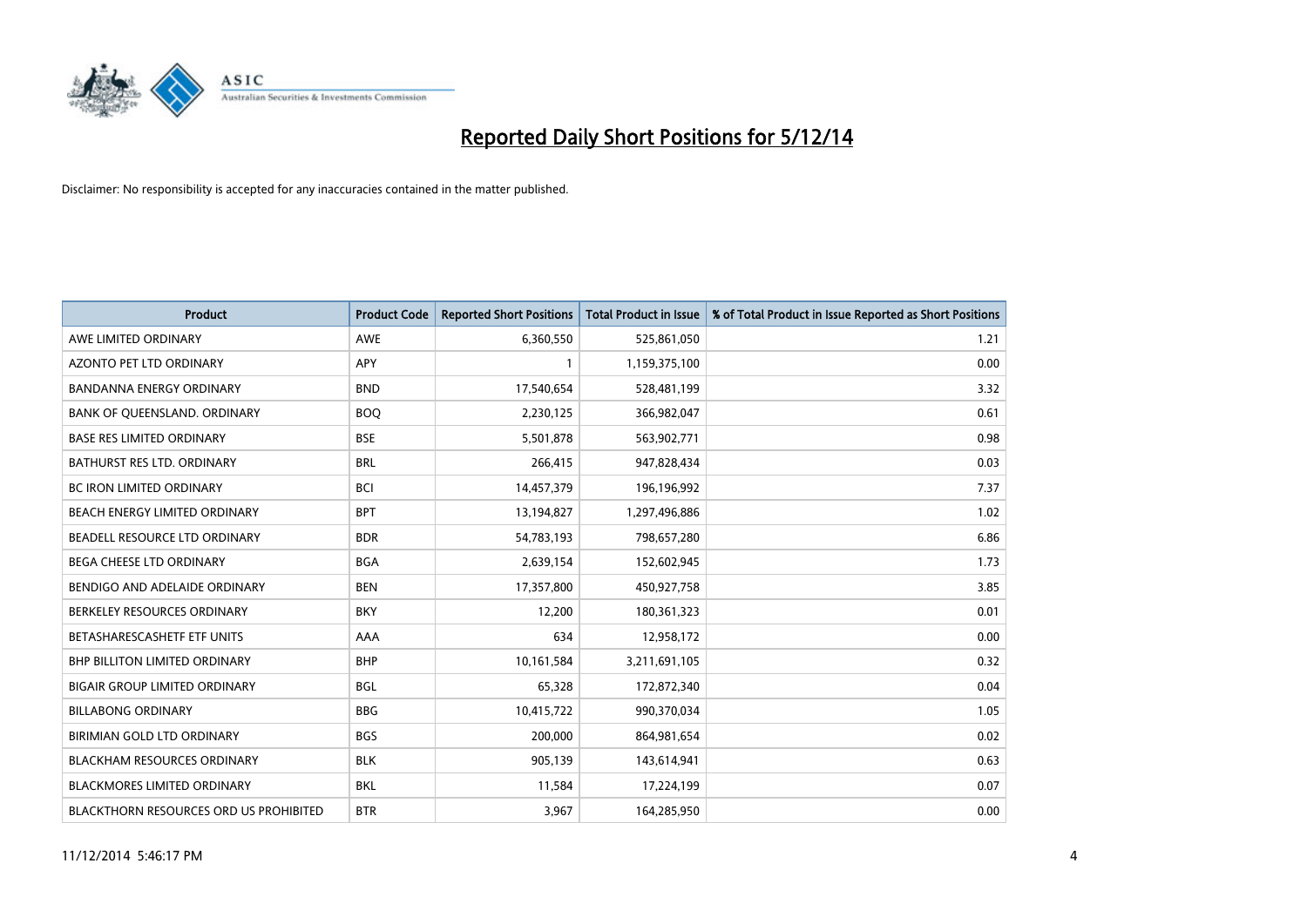# Reported Daily Short Positions for 5/12/14

Disclaimer: No responsibility is accepted for any inaccuracies contained in the matter published.

| Product | Product Code | Reported Short Positions | Total Product in Issue | % of Total Product in Issue Reported as Short Positions |
|---|---|---|---|---|
| AWE LIMITED ORDINARY | AWE | 6,360,550 | 525,861,050 | 1.21 |
| AZONTO PET LTD ORDINARY | APY | 1 | 1,159,375,100 | 0.00 |
| BANDANNA ENERGY ORDINARY | BND | 17,540,654 | 528,481,199 | 3.32 |
| BANK OF QUEENSLAND. ORDINARY | BOQ | 2,230,125 | 366,982,047 | 0.61 |
| BASE RES LIMITED ORDINARY | BSE | 5,501,878 | 563,902,771 | 0.98 |
| BATHURST RES LTD. ORDINARY | BRL | 266,415 | 947,828,434 | 0.03 |
| BC IRON LIMITED ORDINARY | BCI | 14,457,379 | 196,196,992 | 7.37 |
| BEACH ENERGY LIMITED ORDINARY | BPT | 13,194,827 | 1,297,496,886 | 1.02 |
| BEADELL RESOURCE LTD ORDINARY | BDR | 54,783,193 | 798,657,280 | 6.86 |
| BEGA CHEESE LTD ORDINARY | BGA | 2,639,154 | 152,602,945 | 1.73 |
| BENDIGO AND ADELAIDE ORDINARY | BEN | 17,357,800 | 450,927,758 | 3.85 |
| BERKELEY RESOURCES ORDINARY | BKY | 12,200 | 180,361,323 | 0.01 |
| BETASHARESCASHETF ETF UNITS | AAA | 634 | 12,958,172 | 0.00 |
| BHP BILLITON LIMITED ORDINARY | BHP | 10,161,584 | 3,211,691,105 | 0.32 |
| BIGAIR GROUP LIMITED ORDINARY | BGL | 65,328 | 172,872,340 | 0.04 |
| BILLABONG ORDINARY | BBG | 10,415,722 | 990,370,034 | 1.05 |
| BIRIMIAN GOLD LTD ORDINARY | BGS | 200,000 | 864,981,654 | 0.02 |
| BLACKHAM RESOURCES ORDINARY | BLK | 905,139 | 143,614,941 | 0.63 |
| BLACKMORES LIMITED ORDINARY | BKL | 11,584 | 17,224,199 | 0.07 |
| BLACKTHORN RESOURCES ORD US PROHIBITED | BTR | 3,967 | 164,285,950 | 0.00 |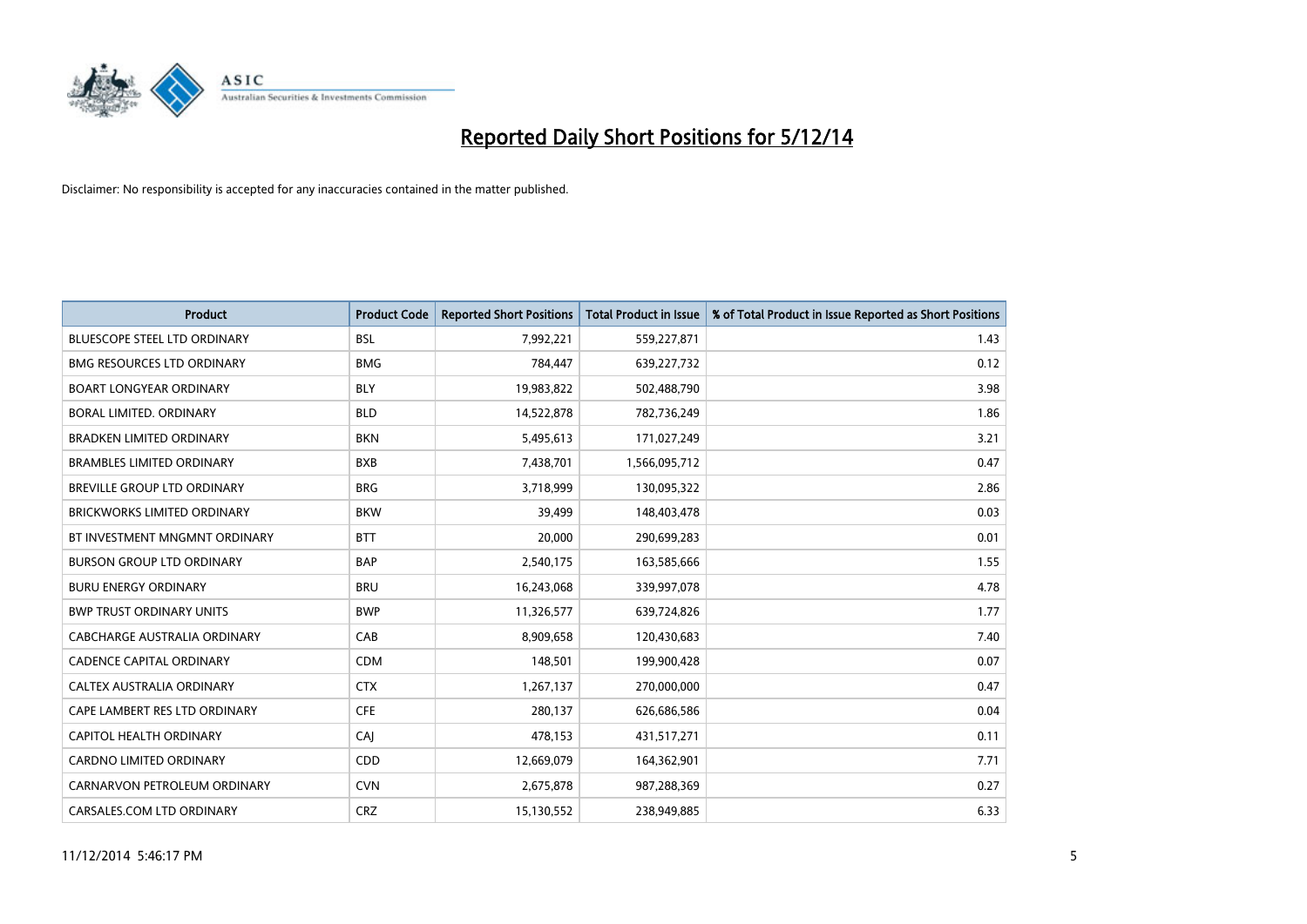# Reported Daily Short Positions for 5/12/14

Disclaimer: No responsibility is accepted for any inaccuracies contained in the matter published.

| Product | Product Code | Reported Short Positions | Total Product in Issue | % of Total Product in Issue Reported as Short Positions |
|---|---|---|---|---|
| BLUESCOPE STEEL LTD ORDINARY | BSL | 7,992,221 | 559,227,871 | 1.43 |
| BMG RESOURCES LTD ORDINARY | BMG | 784,447 | 639,227,732 | 0.12 |
| BOART LONGYEAR ORDINARY | BLY | 19,983,822 | 502,488,790 | 3.98 |
| BORAL LIMITED. ORDINARY | BLD | 14,522,878 | 782,736,249 | 1.86 |
| BRADKEN LIMITED ORDINARY | BKN | 5,495,613 | 171,027,249 | 3.21 |
| BRAMBLES LIMITED ORDINARY | BXB | 7,438,701 | 1,566,095,712 | 0.47 |
| BREVILLE GROUP LTD ORDINARY | BRG | 3,718,999 | 130,095,322 | 2.86 |
| BRICKWORKS LIMITED ORDINARY | BKW | 39,499 | 148,403,478 | 0.03 |
| BT INVESTMENT MNGMNT ORDINARY | BTT | 20,000 | 290,699,283 | 0.01 |
| BURSON GROUP LTD ORDINARY | BAP | 2,540,175 | 163,585,666 | 1.55 |
| BURU ENERGY ORDINARY | BRU | 16,243,068 | 339,997,078 | 4.78 |
| BWP TRUST ORDINARY UNITS | BWP | 11,326,577 | 639,724,826 | 1.77 |
| CABCHARGE AUSTRALIA ORDINARY | CAB | 8,909,658 | 120,430,683 | 7.40 |
| CADENCE CAPITAL ORDINARY | CDM | 148,501 | 199,900,428 | 0.07 |
| CALTEX AUSTRALIA ORDINARY | CTX | 1,267,137 | 270,000,000 | 0.47 |
| CAPE LAMBERT RES LTD ORDINARY | CFE | 280,137 | 626,686,586 | 0.04 |
| CAPITOL HEALTH ORDINARY | CAJ | 478,153 | 431,517,271 | 0.11 |
| CARDNO LIMITED ORDINARY | CDD | 12,669,079 | 164,362,901 | 7.71 |
| CARNARVON PETROLEUM ORDINARY | CVN | 2,675,878 | 987,288,369 | 0.27 |
| CARSALES.COM LTD ORDINARY | CRZ | 15,130,552 | 238,949,885 | 6.33 |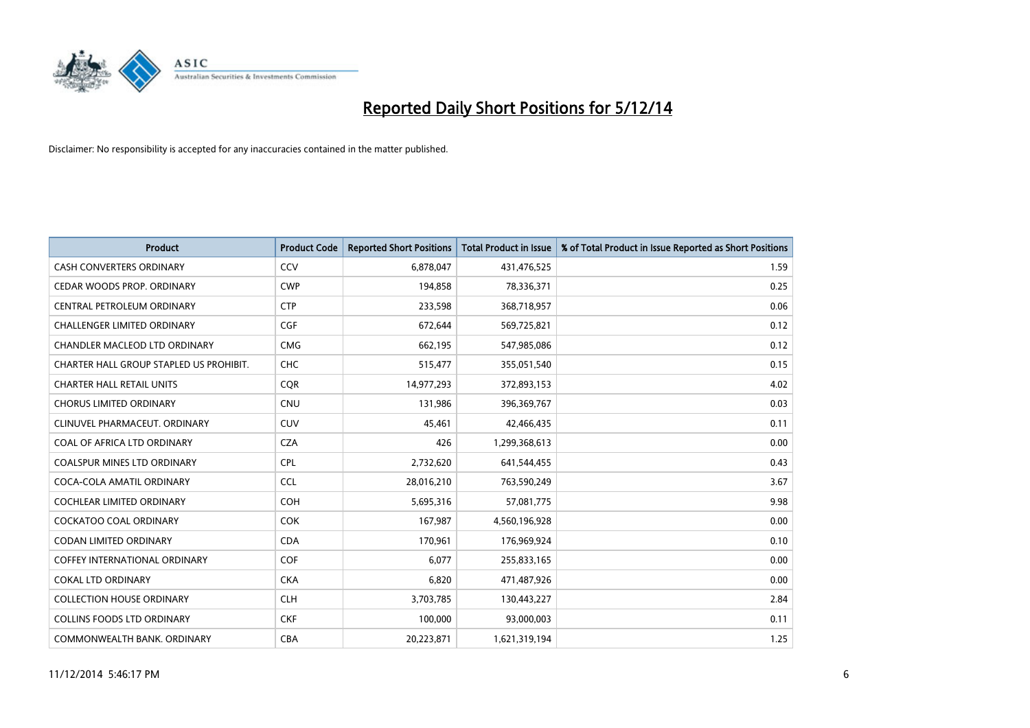# Reported Daily Short Positions for 5/12/14

Disclaimer: No responsibility is accepted for any inaccuracies contained in the matter published.

| Product | Product Code | Reported Short Positions | Total Product in Issue | % of Total Product in Issue Reported as Short Positions |
|---|---|---|---|---|
| CASH CONVERTERS ORDINARY | CCV | 6,878,047 | 431,476,525 | 1.59 |
| CEDAR WOODS PROP. ORDINARY | CWP | 194,858 | 78,336,371 | 0.25 |
| CENTRAL PETROLEUM ORDINARY | CTP | 233,598 | 368,718,957 | 0.06 |
| CHALLENGER LIMITED ORDINARY | CGF | 672,644 | 569,725,821 | 0.12 |
| CHANDLER MACLEOD LTD ORDINARY | CMG | 662,195 | 547,985,086 | 0.12 |
| CHARTER HALL GROUP STAPLED US PROHIBIT. | CHC | 515,477 | 355,051,540 | 0.15 |
| CHARTER HALL RETAIL UNITS | CQR | 14,977,293 | 372,893,153 | 4.02 |
| CHORUS LIMITED ORDINARY | CNU | 131,986 | 396,369,767 | 0.03 |
| CLINUVEL PHARMACEUT. ORDINARY | CUV | 45,461 | 42,466,435 | 0.11 |
| COAL OF AFRICA LTD ORDINARY | CZA | 426 | 1,299,368,613 | 0.00 |
| COALSPUR MINES LTD ORDINARY | CPL | 2,732,620 | 641,544,455 | 0.43 |
| COCA-COLA AMATIL ORDINARY | CCL | 28,016,210 | 763,590,249 | 3.67 |
| COCHLEAR LIMITED ORDINARY | COH | 5,695,316 | 57,081,775 | 9.98 |
| COCKATOO COAL ORDINARY | COK | 167,987 | 4,560,196,928 | 0.00 |
| CODAN LIMITED ORDINARY | CDA | 170,961 | 176,969,924 | 0.10 |
| COFFEY INTERNATIONAL ORDINARY | COF | 6,077 | 255,833,165 | 0.00 |
| COKAL LTD ORDINARY | CKA | 6,820 | 471,487,926 | 0.00 |
| COLLECTION HOUSE ORDINARY | CLH | 3,703,785 | 130,443,227 | 2.84 |
| COLLINS FOODS LTD ORDINARY | CKF | 100,000 | 93,000,003 | 0.11 |
| COMMONWEALTH BANK. ORDINARY | CBA | 20,223,871 | 1,621,319,194 | 1.25 |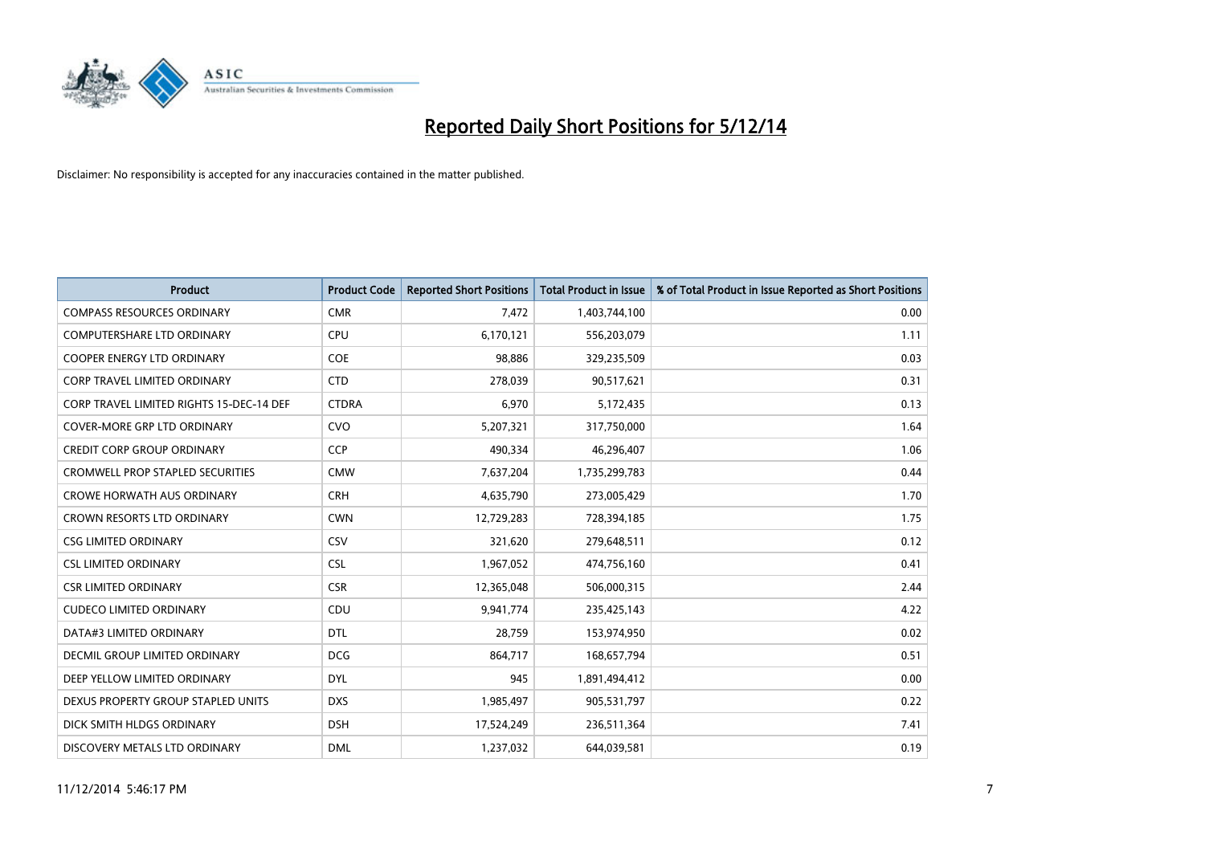# Reported Daily Short Positions for 5/12/14

Disclaimer: No responsibility is accepted for any inaccuracies contained in the matter published.

| Product | Product Code | Reported Short Positions | Total Product in Issue | % of Total Product in Issue Reported as Short Positions |
|---|---|---|---|---|
| COMPASS RESOURCES ORDINARY | CMR | 7,472 | 1,403,744,100 | 0.00 |
| COMPUTERSHARE LTD ORDINARY | CPU | 6,170,121 | 556,203,079 | 1.11 |
| COOPER ENERGY LTD ORDINARY | COE | 98,886 | 329,235,509 | 0.03 |
| CORP TRAVEL LIMITED ORDINARY | CTD | 278,039 | 90,517,621 | 0.31 |
| CORP TRAVEL LIMITED RIGHTS 15-DEC-14 DEF | CTDRA | 6,970 | 5,172,435 | 0.13 |
| COVER-MORE GRP LTD ORDINARY | CVO | 5,207,321 | 317,750,000 | 1.64 |
| CREDIT CORP GROUP ORDINARY | CCP | 490,334 | 46,296,407 | 1.06 |
| CROMWELL PROP STAPLED SECURITIES | CMW | 7,637,204 | 1,735,299,783 | 0.44 |
| CROWE HORWATH AUS ORDINARY | CRH | 4,635,790 | 273,005,429 | 1.70 |
| CROWN RESORTS LTD ORDINARY | CWN | 12,729,283 | 728,394,185 | 1.75 |
| CSG LIMITED ORDINARY | CSV | 321,620 | 279,648,511 | 0.12 |
| CSL LIMITED ORDINARY | CSL | 1,967,052 | 474,756,160 | 0.41 |
| CSR LIMITED ORDINARY | CSR | 12,365,048 | 506,000,315 | 2.44 |
| CUDECO LIMITED ORDINARY | CDU | 9,941,774 | 235,425,143 | 4.22 |
| DATA#3 LIMITED ORDINARY | DTL | 28,759 | 153,974,950 | 0.02 |
| DECMIL GROUP LIMITED ORDINARY | DCG | 864,717 | 168,657,794 | 0.51 |
| DEEP YELLOW LIMITED ORDINARY | DYL | 945 | 1,891,494,412 | 0.00 |
| DEXUS PROPERTY GROUP STAPLED UNITS | DXS | 1,985,497 | 905,531,797 | 0.22 |
| DICK SMITH HLDGS ORDINARY | DSH | 17,524,249 | 236,511,364 | 7.41 |
| DISCOVERY METALS LTD ORDINARY | DML | 1,237,032 | 644,039,581 | 0.19 |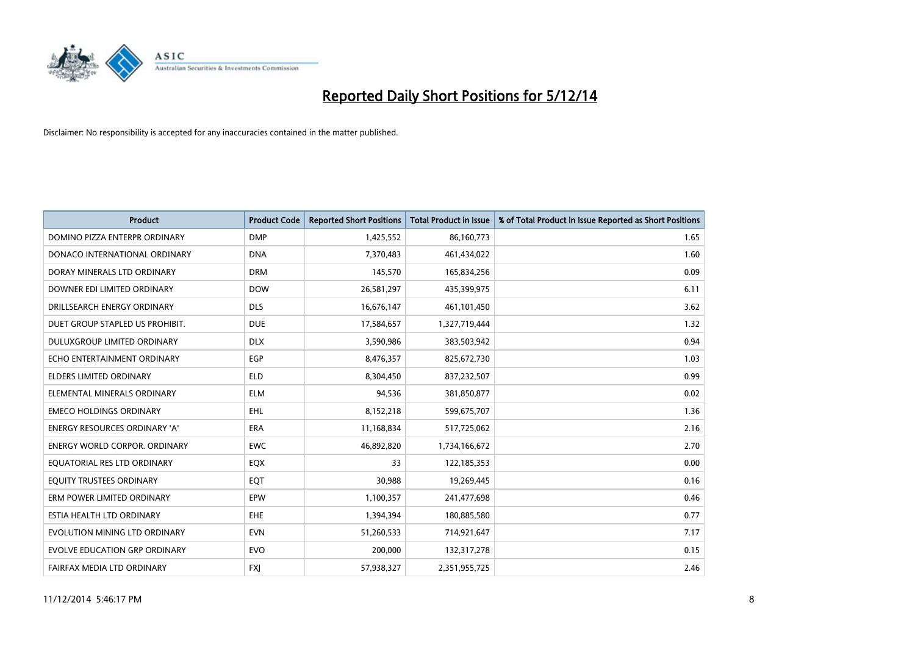# Reported Daily Short Positions for 5/12/14

Disclaimer: No responsibility is accepted for any inaccuracies contained in the matter published.

| Product | Product Code | Reported Short Positions | Total Product in Issue | % of Total Product in Issue Reported as Short Positions |
|---|---|---|---|---|
| DOMINO PIZZA ENTERPR ORDINARY | DMP | 1,425,552 | 86,160,773 | 1.65 |
| DONACO INTERNATIONAL ORDINARY | DNA | 7,370,483 | 461,434,022 | 1.60 |
| DORAY MINERALS LTD ORDINARY | DRM | 145,570 | 165,834,256 | 0.09 |
| DOWNER EDI LIMITED ORDINARY | DOW | 26,581,297 | 435,399,975 | 6.11 |
| DRILLSEARCH ENERGY ORDINARY | DLS | 16,676,147 | 461,101,450 | 3.62 |
| DUET GROUP STAPLED US PROHIBIT. | DUE | 17,584,657 | 1,327,719,444 | 1.32 |
| DULUXGROUP LIMITED ORDINARY | DLX | 3,590,986 | 383,503,942 | 0.94 |
| ECHO ENTERTAINMENT ORDINARY | EGP | 8,476,357 | 825,672,730 | 1.03 |
| ELDERS LIMITED ORDINARY | ELD | 8,304,450 | 837,232,507 | 0.99 |
| ELEMENTAL MINERALS ORDINARY | ELM | 94,536 | 381,850,877 | 0.02 |
| EMECO HOLDINGS ORDINARY | EHL | 8,152,218 | 599,675,707 | 1.36 |
| ENERGY RESOURCES ORDINARY 'A' | ERA | 11,168,834 | 517,725,062 | 2.16 |
| ENERGY WORLD CORPOR. ORDINARY | EWC | 46,892,820 | 1,734,166,672 | 2.70 |
| EQUATORIAL RES LTD ORDINARY | EQX | 33 | 122,185,353 | 0.00 |
| EQUITY TRUSTEES ORDINARY | EQT | 30,988 | 19,269,445 | 0.16 |
| ERM POWER LIMITED ORDINARY | EPW | 1,100,357 | 241,477,698 | 0.46 |
| ESTIA HEALTH LTD ORDINARY | EHE | 1,394,394 | 180,885,580 | 0.77 |
| EVOLUTION MINING LTD ORDINARY | EVN | 51,260,533 | 714,921,647 | 7.17 |
| EVOLVE EDUCATION GRP ORDINARY | EVO | 200,000 | 132,317,278 | 0.15 |
| FAIRFAX MEDIA LTD ORDINARY | FXJ | 57,938,327 | 2,351,955,725 | 2.46 |

11/12/2014 5:46:17 PM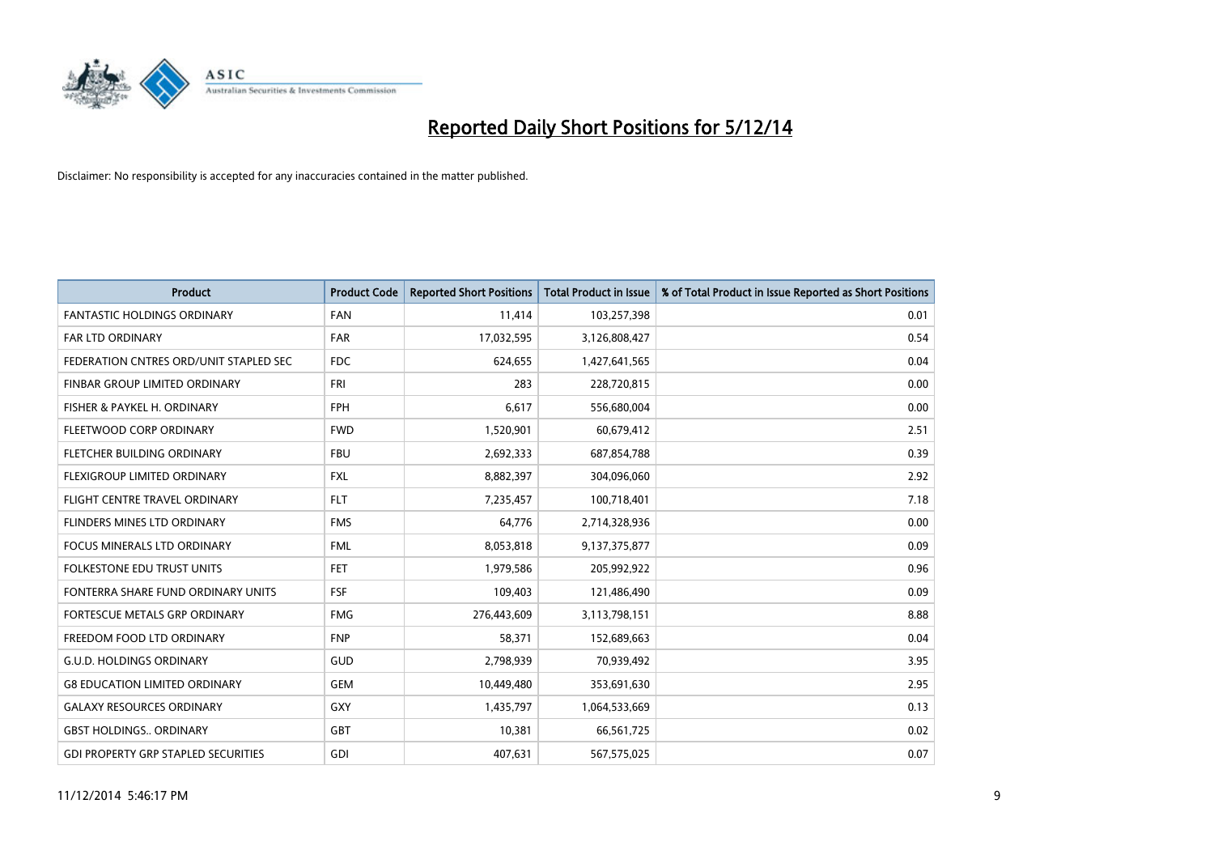# Reported Daily Short Positions for 5/12/14

Disclaimer: No responsibility is accepted for any inaccuracies contained in the matter published.

| Product | Product Code | Reported Short Positions | Total Product in Issue | % of Total Product in Issue Reported as Short Positions |
|---|---|---|---|---|
| FANTASTIC HOLDINGS ORDINARY | FAN | 11,414 | 103,257,398 | 0.01 |
| FAR LTD ORDINARY | FAR | 17,032,595 | 3,126,808,427 | 0.54 |
| FEDERATION CNTRES ORD/UNIT STAPLED SEC | FDC | 624,655 | 1,427,641,565 | 0.04 |
| FINBAR GROUP LIMITED ORDINARY | FRI | 283 | 228,720,815 | 0.00 |
| FISHER & PAYKEL H. ORDINARY | FPH | 6,617 | 556,680,004 | 0.00 |
| FLEETWOOD CORP ORDINARY | FWD | 1,520,901 | 60,679,412 | 2.51 |
| FLETCHER BUILDING ORDINARY | FBU | 2,692,333 | 687,854,788 | 0.39 |
| FLEXIGROUP LIMITED ORDINARY | FXL | 8,882,397 | 304,096,060 | 2.92 |
| FLIGHT CENTRE TRAVEL ORDINARY | FLT | 7,235,457 | 100,718,401 | 7.18 |
| FLINDERS MINES LTD ORDINARY | FMS | 64,776 | 2,714,328,936 | 0.00 |
| FOCUS MINERALS LTD ORDINARY | FML | 8,053,818 | 9,137,375,877 | 0.09 |
| FOLKESTONE EDU TRUST UNITS | FET | 1,979,586 | 205,992,922 | 0.96 |
| FONTERRA SHARE FUND ORDINARY UNITS | FSF | 109,403 | 121,486,490 | 0.09 |
| FORTESCUE METALS GRP ORDINARY | FMG | 276,443,609 | 3,113,798,151 | 8.88 |
| FREEDOM FOOD LTD ORDINARY | FNP | 58,371 | 152,689,663 | 0.04 |
| G.U.D. HOLDINGS ORDINARY | GUD | 2,798,939 | 70,939,492 | 3.95 |
| G8 EDUCATION LIMITED ORDINARY | GEM | 10,449,480 | 353,691,630 | 2.95 |
| GALAXY RESOURCES ORDINARY | GXY | 1,435,797 | 1,064,533,669 | 0.13 |
| GBST HOLDINGS.. ORDINARY | GBT | 10,381 | 66,561,725 | 0.02 |
| GDI PROPERTY GRP STAPLED SECURITIES | GDI | 407,631 | 567,575,025 | 0.07 |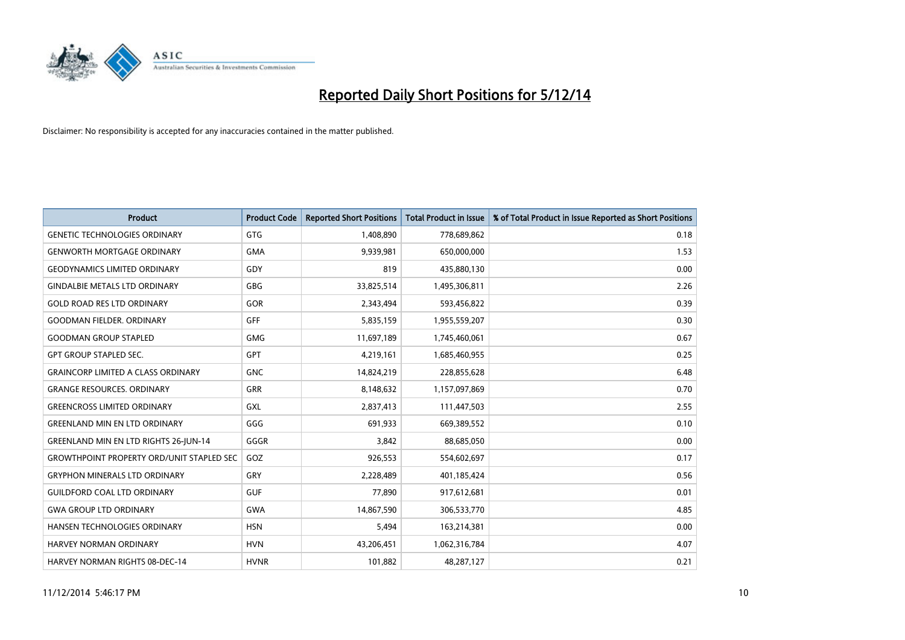# Reported Daily Short Positions for 5/12/14

Disclaimer: No responsibility is accepted for any inaccuracies contained in the matter published.

| Product | Product Code | Reported Short Positions | Total Product in Issue | % of Total Product in Issue Reported as Short Positions |
|---|---|---|---|---|
| GENETIC TECHNOLOGIES ORDINARY | GTG | 1,408,890 | 778,689,862 | 0.18 |
| GENWORTH MORTGAGE ORDINARY | GMA | 9,939,981 | 650,000,000 | 1.53 |
| GEODYNAMICS LIMITED ORDINARY | GDY | 819 | 435,880,130 | 0.00 |
| GINDALBIE METALS LTD ORDINARY | GBG | 33,825,514 | 1,495,306,811 | 2.26 |
| GOLD ROAD RES LTD ORDINARY | GOR | 2,343,494 | 593,456,822 | 0.39 |
| GOODMAN FIELDER. ORDINARY | GFF | 5,835,159 | 1,955,559,207 | 0.30 |
| GOODMAN GROUP STAPLED | GMG | 11,697,189 | 1,745,460,061 | 0.67 |
| GPT GROUP STAPLED SEC. | GPT | 4,219,161 | 1,685,460,955 | 0.25 |
| GRAINCORP LIMITED A CLASS ORDINARY | GNC | 14,824,219 | 228,855,628 | 6.48 |
| GRANGE RESOURCES. ORDINARY | GRR | 8,148,632 | 1,157,097,869 | 0.70 |
| GREENCROSS LIMITED ORDINARY | GXL | 2,837,413 | 111,447,503 | 2.55 |
| GREENLAND MIN EN LTD ORDINARY | GGG | 691,933 | 669,389,552 | 0.10 |
| GREENLAND MIN EN LTD RIGHTS 26-JUN-14 | GGGR | 3,842 | 88,685,050 | 0.00 |
| GROWTHPOINT PROPERTY ORD/UNIT STAPLED SEC | GOZ | 926,553 | 554,602,697 | 0.17 |
| GRYPHON MINERALS LTD ORDINARY | GRY | 2,228,489 | 401,185,424 | 0.56 |
| GUILDFORD COAL LTD ORDINARY | GUF | 77,890 | 917,612,681 | 0.01 |
| GWA GROUP LTD ORDINARY | GWA | 14,867,590 | 306,533,770 | 4.85 |
| HANSEN TECHNOLOGIES ORDINARY | HSN | 5,494 | 163,214,381 | 0.00 |
| HARVEY NORMAN ORDINARY | HVN | 43,206,451 | 1,062,316,784 | 4.07 |
| HARVEY NORMAN RIGHTS 08-DEC-14 | HVNR | 101,882 | 48,287,127 | 0.21 |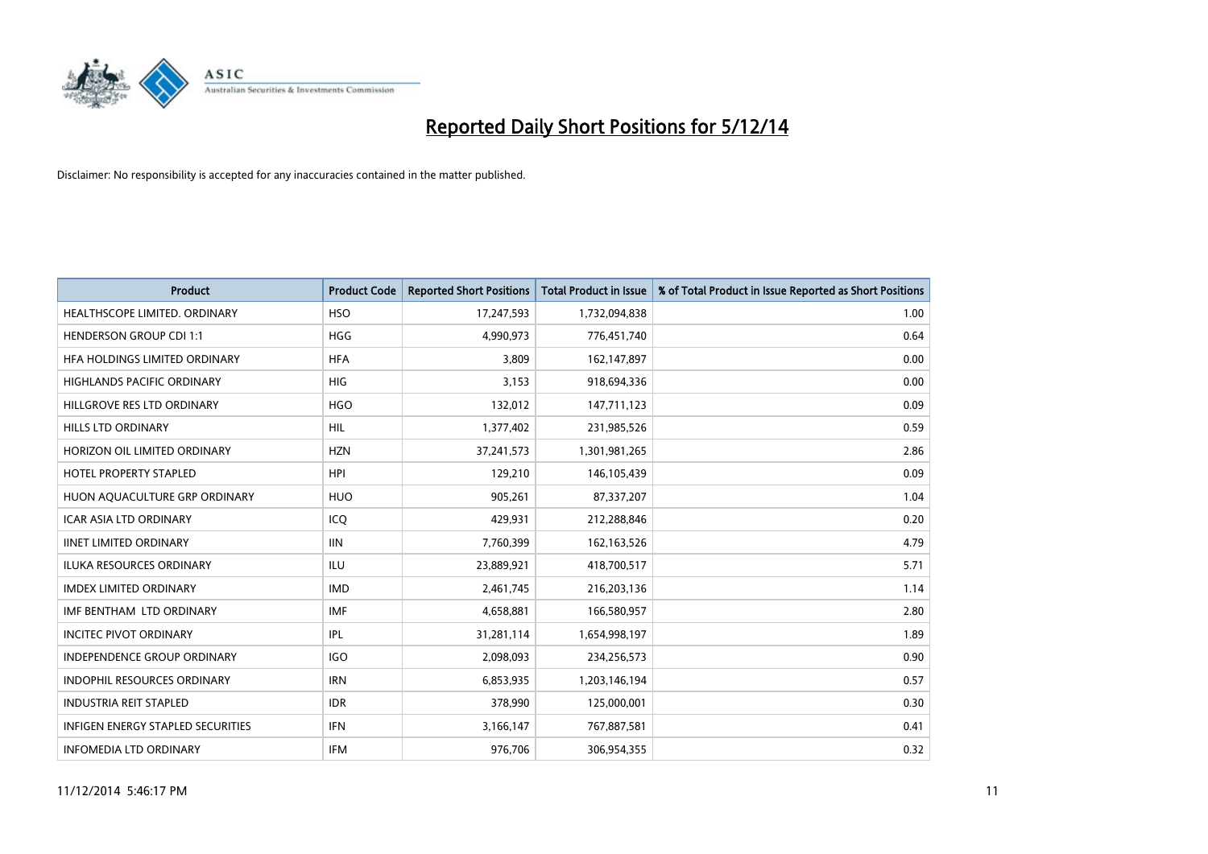# Reported Daily Short Positions for 5/12/14

Disclaimer: No responsibility is accepted for any inaccuracies contained in the matter published.

| Product | Product Code | Reported Short Positions | Total Product in Issue | % of Total Product in Issue Reported as Short Positions |
|---|---|---|---|---|
| HEALTHSCOPE LIMITED. ORDINARY | HSO | 17,247,593 | 1,732,094,838 | 1.00 |
| HENDERSON GROUP CDI 1:1 | HGG | 4,990,973 | 776,451,740 | 0.64 |
| HFA HOLDINGS LIMITED ORDINARY | HFA | 3,809 | 162,147,897 | 0.00 |
| HIGHLANDS PACIFIC ORDINARY | HIG | 3,153 | 918,694,336 | 0.00 |
| HILLGROVE RES LTD ORDINARY | HGO | 132,012 | 147,711,123 | 0.09 |
| HILLS LTD ORDINARY | HIL | 1,377,402 | 231,985,526 | 0.59 |
| HORIZON OIL LIMITED ORDINARY | HZN | 37,241,573 | 1,301,981,265 | 2.86 |
| HOTEL PROPERTY STAPLED | HPI | 129,210 | 146,105,439 | 0.09 |
| HUON AQUACULTURE GRP ORDINARY | HUO | 905,261 | 87,337,207 | 1.04 |
| ICAR ASIA LTD ORDINARY | ICQ | 429,931 | 212,288,846 | 0.20 |
| IINET LIMITED ORDINARY | IIN | 7,760,399 | 162,163,526 | 4.79 |
| ILUKA RESOURCES ORDINARY | ILU | 23,889,921 | 418,700,517 | 5.71 |
| IMDEX LIMITED ORDINARY | IMD | 2,461,745 | 216,203,136 | 1.14 |
| IMF BENTHAM LTD ORDINARY | IMF | 4,658,881 | 166,580,957 | 2.80 |
| INCITEC PIVOT ORDINARY | IPL | 31,281,114 | 1,654,998,197 | 1.89 |
| INDEPENDENCE GROUP ORDINARY | IGO | 2,098,093 | 234,256,573 | 0.90 |
| INDOPHIL RESOURCES ORDINARY | IRN | 6,853,935 | 1,203,146,194 | 0.57 |
| INDUSTRIA REIT STAPLED | IDR | 378,990 | 125,000,001 | 0.30 |
| INFIGEN ENERGY STAPLED SECURITIES | IFN | 3,166,147 | 767,887,581 | 0.41 |
| INFOMEDIA LTD ORDINARY | IFM | 976,706 | 306,954,355 | 0.32 |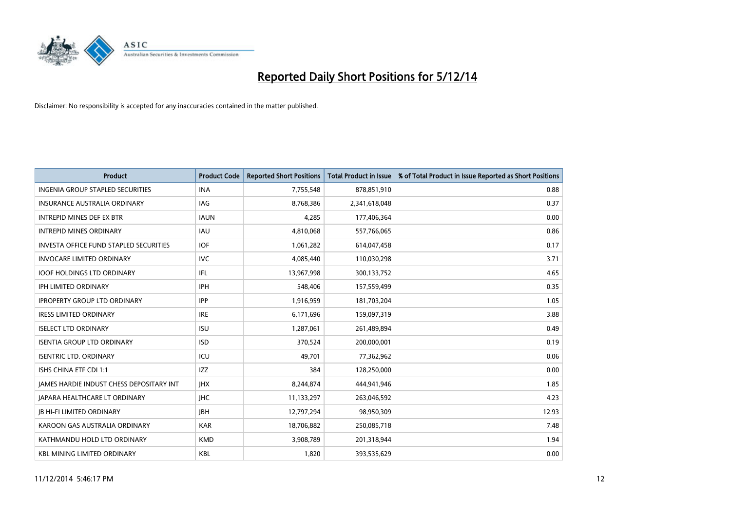# Reported Daily Short Positions for 5/12/14

Disclaimer: No responsibility is accepted for any inaccuracies contained in the matter published.

| Product | Product Code | Reported Short Positions | Total Product in Issue | % of Total Product in Issue Reported as Short Positions |
|---|---|---|---|---|
| INGENIA GROUP STAPLED SECURITIES | INA | 7,755,548 | 878,851,910 | 0.88 |
| INSURANCE AUSTRALIA ORDINARY | IAG | 8,768,386 | 2,341,618,048 | 0.37 |
| INTREPID MINES DEF EX BTR | IAUN | 4,285 | 177,406,364 | 0.00 |
| INTREPID MINES ORDINARY | IAU | 4,810,068 | 557,766,065 | 0.86 |
| INVESTA OFFICE FUND STAPLED SECURITIES | IOF | 1,061,282 | 614,047,458 | 0.17 |
| INVOCARE LIMITED ORDINARY | IVC | 4,085,440 | 110,030,298 | 3.71 |
| IOOF HOLDINGS LTD ORDINARY | IFL | 13,967,998 | 300,133,752 | 4.65 |
| IPH LIMITED ORDINARY | IPH | 548,406 | 157,559,499 | 0.35 |
| IPROPERTY GROUP LTD ORDINARY | IPP | 1,916,959 | 181,703,204 | 1.05 |
| IRESS LIMITED ORDINARY | IRE | 6,171,696 | 159,097,319 | 3.88 |
| ISELECT LTD ORDINARY | ISU | 1,287,061 | 261,489,894 | 0.49 |
| ISENTIA GROUP LTD ORDINARY | ISD | 370,524 | 200,000,001 | 0.19 |
| ISENTRIC LTD. ORDINARY | ICU | 49,701 | 77,362,962 | 0.06 |
| ISHS CHINA ETF CDI 1:1 | IZZ | 384 | 128,250,000 | 0.00 |
| JAMES HARDIE INDUST CHESS DEPOSITARY INT | JHX | 8,244,874 | 444,941,946 | 1.85 |
| JAPARA HEALTHCARE LT ORDINARY | JHC | 11,133,297 | 263,046,592 | 4.23 |
| JB HI-FI LIMITED ORDINARY | JBH | 12,797,294 | 98,950,309 | 12.93 |
| KAROON GAS AUSTRALIA ORDINARY | KAR | 18,706,882 | 250,085,718 | 7.48 |
| KATHMANDU HOLD LTD ORDINARY | KMD | 3,908,789 | 201,318,944 | 1.94 |
| KBL MINING LIMITED ORDINARY | KBL | 1,820 | 393,535,629 | 0.00 |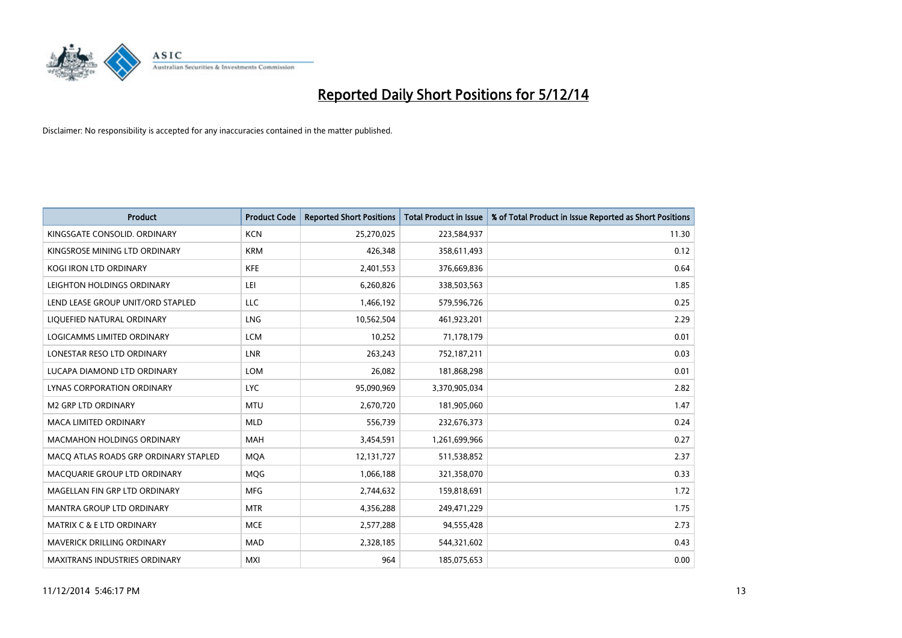# Reported Daily Short Positions for 5/12/14

Disclaimer: No responsibility is accepted for any inaccuracies contained in the matter published.

| Product | Product Code | Reported Short Positions | Total Product in Issue | % of Total Product in Issue Reported as Short Positions |
|---|---|---|---|---|
| KINGSGATE CONSOLID. ORDINARY | KCN | 25,270,025 | 223,584,937 | 11.30 |
| KINGSROSE MINING LTD ORDINARY | KRM | 426,348 | 358,611,493 | 0.12 |
| KOGI IRON LTD ORDINARY | KFE | 2,401,553 | 376,669,836 | 0.64 |
| LEIGHTON HOLDINGS ORDINARY | LEI | 6,260,826 | 338,503,563 | 1.85 |
| LEND LEASE GROUP UNIT/ORD STAPLED | LLC | 1,466,192 | 579,596,726 | 0.25 |
| LIQUEFIED NATURAL ORDINARY | LNG | 10,562,504 | 461,923,201 | 2.29 |
| LOGICAMMS LIMITED ORDINARY | LCM | 10,252 | 71,178,179 | 0.01 |
| LONESTAR RESO LTD ORDINARY | LNR | 263,243 | 752,187,211 | 0.03 |
| LUCAPA DIAMOND LTD ORDINARY | LOM | 26,082 | 181,868,298 | 0.01 |
| LYNAS CORPORATION ORDINARY | LYC | 95,090,969 | 3,370,905,034 | 2.82 |
| M2 GRP LTD ORDINARY | MTU | 2,670,720 | 181,905,060 | 1.47 |
| MACA LIMITED ORDINARY | MLD | 556,739 | 232,676,373 | 0.24 |
| MACMAHON HOLDINGS ORDINARY | MAH | 3,454,591 | 1,261,699,966 | 0.27 |
| MACQ ATLAS ROADS GRP ORDINARY STAPLED | MQA | 12,131,727 | 511,538,852 | 2.37 |
| MACQUARIE GROUP LTD ORDINARY | MQG | 1,066,188 | 321,358,070 | 0.33 |
| MAGELLAN FIN GRP LTD ORDINARY | MFG | 2,744,632 | 159,818,691 | 1.72 |
| MANTRA GROUP LTD ORDINARY | MTR | 4,356,288 | 249,471,229 | 1.75 |
| MATRIX C & E LTD ORDINARY | MCE | 2,577,288 | 94,555,428 | 2.73 |
| MAVERICK DRILLING ORDINARY | MAD | 2,328,185 | 544,321,602 | 0.43 |
| MAXITRANS INDUSTRIES ORDINARY | MXI | 964 | 185,075,653 | 0.00 |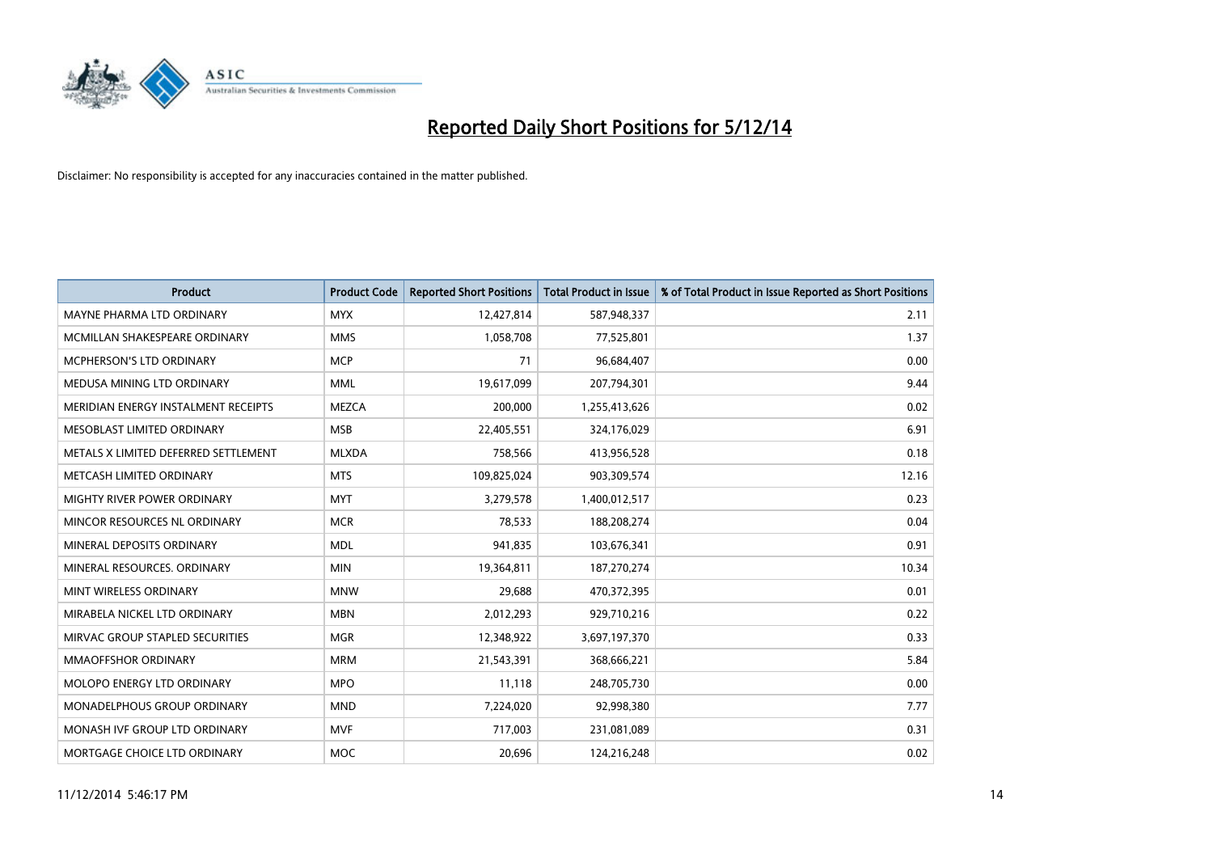# Reported Daily Short Positions for 5/12/14

Disclaimer: No responsibility is accepted for any inaccuracies contained in the matter published.

| Product | Product Code | Reported Short Positions | Total Product in Issue | % of Total Product in Issue Reported as Short Positions |
|---|---|---|---|---|
| MAYNE PHARMA LTD ORDINARY | MYX | 12,427,814 | 587,948,337 | 2.11 |
| MCMILLAN SHAKESPEARE ORDINARY | MMS | 1,058,708 | 77,525,801 | 1.37 |
| MCPHERSON'S LTD ORDINARY | MCP | 71 | 96,684,407 | 0.00 |
| MEDUSA MINING LTD ORDINARY | MML | 19,617,099 | 207,794,301 | 9.44 |
| MERIDIAN ENERGY INSTALMENT RECEIPTS | MEZCA | 200,000 | 1,255,413,626 | 0.02 |
| MESOBLAST LIMITED ORDINARY | MSB | 22,405,551 | 324,176,029 | 6.91 |
| METALS X LIMITED DEFERRED SETTLEMENT | MLXDA | 758,566 | 413,956,528 | 0.18 |
| METCASH LIMITED ORDINARY | MTS | 109,825,024 | 903,309,574 | 12.16 |
| MIGHTY RIVER POWER ORDINARY | MYT | 3,279,578 | 1,400,012,517 | 0.23 |
| MINCOR RESOURCES NL ORDINARY | MCR | 78,533 | 188,208,274 | 0.04 |
| MINERAL DEPOSITS ORDINARY | MDL | 941,835 | 103,676,341 | 0.91 |
| MINERAL RESOURCES. ORDINARY | MIN | 19,364,811 | 187,270,274 | 10.34 |
| MINT WIRELESS ORDINARY | MNW | 29,688 | 470,372,395 | 0.01 |
| MIRABELA NICKEL LTD ORDINARY | MBN | 2,012,293 | 929,710,216 | 0.22 |
| MIRVAC GROUP STAPLED SECURITIES | MGR | 12,348,922 | 3,697,197,370 | 0.33 |
| MMAOFFSHOR ORDINARY | MRM | 21,543,391 | 368,666,221 | 5.84 |
| MOLOPO ENERGY LTD ORDINARY | MPO | 11,118 | 248,705,730 | 0.00 |
| MONADELPHOUS GROUP ORDINARY | MND | 7,224,020 | 92,998,380 | 7.77 |
| MONASH IVF GROUP LTD ORDINARY | MVF | 717,003 | 231,081,089 | 0.31 |
| MORTGAGE CHOICE LTD ORDINARY | MOC | 20,696 | 124,216,248 | 0.02 |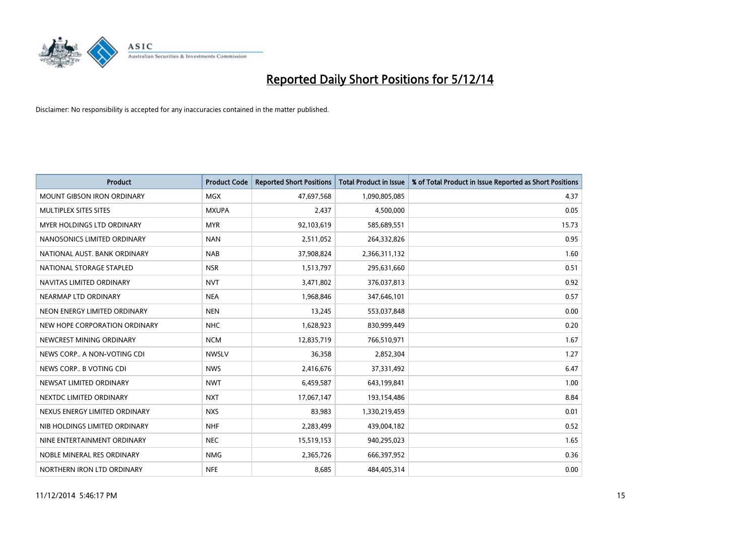# Reported Daily Short Positions for 5/12/14

Disclaimer: No responsibility is accepted for any inaccuracies contained in the matter published.

| Product | Product Code | Reported Short Positions | Total Product in Issue | % of Total Product in Issue Reported as Short Positions |
|---|---|---|---|---|
| MOUNT GIBSON IRON ORDINARY | MGX | 47,697,568 | 1,090,805,085 | 4.37 |
| MULTIPLEX SITES SITES | MXUPA | 2,437 | 4,500,000 | 0.05 |
| MYER HOLDINGS LTD ORDINARY | MYR | 92,103,619 | 585,689,551 | 15.73 |
| NANOSONICS LIMITED ORDINARY | NAN | 2,511,052 | 264,332,826 | 0.95 |
| NATIONAL AUST. BANK ORDINARY | NAB | 37,908,824 | 2,366,311,132 | 1.60 |
| NATIONAL STORAGE STAPLED | NSR | 1,513,797 | 295,631,660 | 0.51 |
| NAVITAS LIMITED ORDINARY | NVT | 3,471,802 | 376,037,813 | 0.92 |
| NEARMAP LTD ORDINARY | NEA | 1,968,846 | 347,646,101 | 0.57 |
| NEON ENERGY LIMITED ORDINARY | NEN | 13,245 | 553,037,848 | 0.00 |
| NEW HOPE CORPORATION ORDINARY | NHC | 1,628,923 | 830,999,449 | 0.20 |
| NEWCREST MINING ORDINARY | NCM | 12,835,719 | 766,510,971 | 1.67 |
| NEWS CORP.. A NON-VOTING CDI | NWSLV | 36,358 | 2,852,304 | 1.27 |
| NEWS CORP.. B VOTING CDI | NWS | 2,416,676 | 37,331,492 | 6.47 |
| NEWSAT LIMITED ORDINARY | NWT | 6,459,587 | 643,199,841 | 1.00 |
| NEXTDC LIMITED ORDINARY | NXT | 17,067,147 | 193,154,486 | 8.84 |
| NEXUS ENERGY LIMITED ORDINARY | NXS | 83,983 | 1,330,219,459 | 0.01 |
| NIB HOLDINGS LIMITED ORDINARY | NHF | 2,283,499 | 439,004,182 | 0.52 |
| NINE ENTERTAINMENT ORDINARY | NEC | 15,519,153 | 940,295,023 | 1.65 |
| NOBLE MINERAL RES ORDINARY | NMG | 2,365,726 | 666,397,952 | 0.36 |
| NORTHERN IRON LTD ORDINARY | NFE | 8,685 | 484,405,314 | 0.00 |

11/12/2014 5:46:17 PM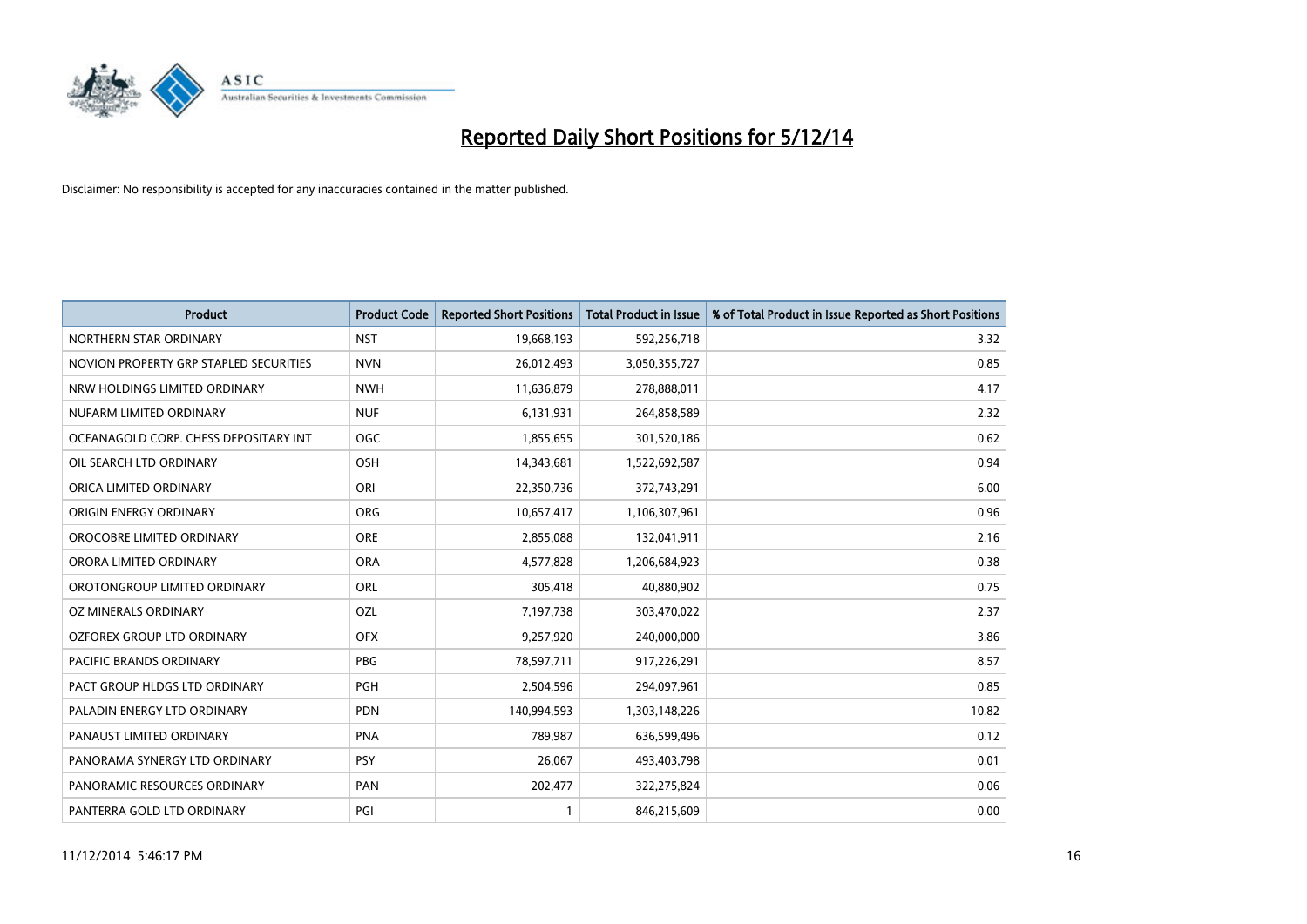# Reported Daily Short Positions for 5/12/14

Disclaimer: No responsibility is accepted for any inaccuracies contained in the matter published.

| Product | Product Code | Reported Short Positions | Total Product in Issue | % of Total Product in Issue Reported as Short Positions |
|---|---|---|---|---|
| NORTHERN STAR ORDINARY | NST | 19,668,193 | 592,256,718 | 3.32 |
| NOVION PROPERTY GRP STAPLED SECURITIES | NVN | 26,012,493 | 3,050,355,727 | 0.85 |
| NRW HOLDINGS LIMITED ORDINARY | NWH | 11,636,879 | 278,888,011 | 4.17 |
| NUFARM LIMITED ORDINARY | NUF | 6,131,931 | 264,858,589 | 2.32 |
| OCEANAGOLD CORP. CHESS DEPOSITARY INT | OGC | 1,855,655 | 301,520,186 | 0.62 |
| OIL SEARCH LTD ORDINARY | OSH | 14,343,681 | 1,522,692,587 | 0.94 |
| ORICA LIMITED ORDINARY | ORI | 22,350,736 | 372,743,291 | 6.00 |
| ORIGIN ENERGY ORDINARY | ORG | 10,657,417 | 1,106,307,961 | 0.96 |
| OROCOBRE LIMITED ORDINARY | ORE | 2,855,088 | 132,041,911 | 2.16 |
| ORORA LIMITED ORDINARY | ORA | 4,577,828 | 1,206,684,923 | 0.38 |
| OROTONGROUP LIMITED ORDINARY | ORL | 305,418 | 40,880,902 | 0.75 |
| OZ MINERALS ORDINARY | OZL | 7,197,738 | 303,470,022 | 2.37 |
| OZFOREX GROUP LTD ORDINARY | OFX | 9,257,920 | 240,000,000 | 3.86 |
| PACIFIC BRANDS ORDINARY | PBG | 78,597,711 | 917,226,291 | 8.57 |
| PACT GROUP HLDGS LTD ORDINARY | PGH | 2,504,596 | 294,097,961 | 0.85 |
| PALADIN ENERGY LTD ORDINARY | PDN | 140,994,593 | 1,303,148,226 | 10.82 |
| PANAUST LIMITED ORDINARY | PNA | 789,987 | 636,599,496 | 0.12 |
| PANORAMA SYNERGY LTD ORDINARY | PSY | 26,067 | 493,403,798 | 0.01 |
| PANORAMIC RESOURCES ORDINARY | PAN | 202,477 | 322,275,824 | 0.06 |
| PANTERRA GOLD LTD ORDINARY | PGI | 1 | 846,215,609 | 0.00 |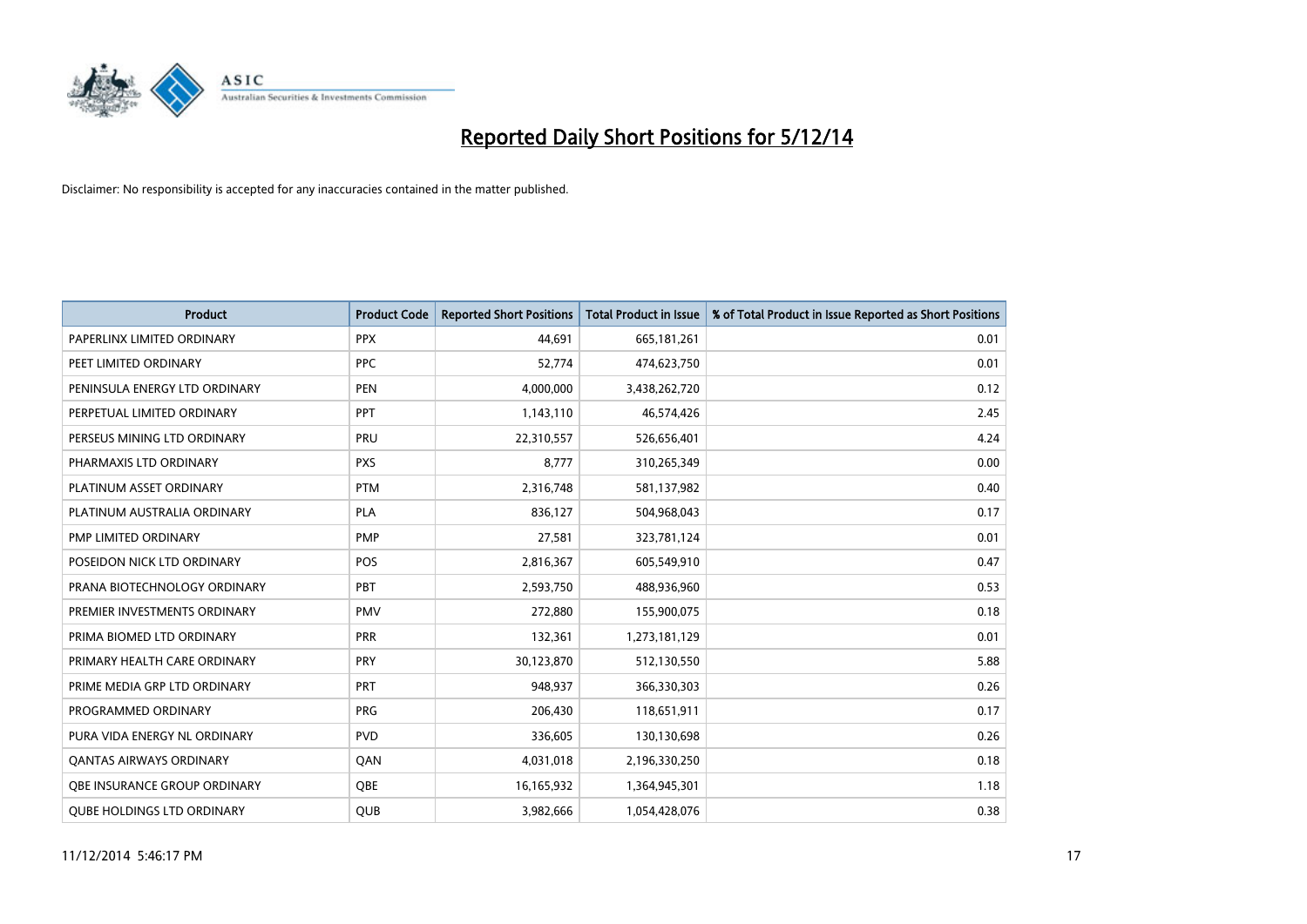# Reported Daily Short Positions for 5/12/14

Disclaimer: No responsibility is accepted for any inaccuracies contained in the matter published.

| Product | Product Code | Reported Short Positions | Total Product in Issue | % of Total Product in Issue Reported as Short Positions |
|---|---|---|---|---|
| PAPERLINX LIMITED ORDINARY | PPX | 44,691 | 665,181,261 | 0.01 |
| PEET LIMITED ORDINARY | PPC | 52,774 | 474,623,750 | 0.01 |
| PENINSULA ENERGY LTD ORDINARY | PEN | 4,000,000 | 3,438,262,720 | 0.12 |
| PERPETUAL LIMITED ORDINARY | PPT | 1,143,110 | 46,574,426 | 2.45 |
| PERSEUS MINING LTD ORDINARY | PRU | 22,310,557 | 526,656,401 | 4.24 |
| PHARMAXIS LTD ORDINARY | PXS | 8,777 | 310,265,349 | 0.00 |
| PLATINUM ASSET ORDINARY | PTM | 2,316,748 | 581,137,982 | 0.40 |
| PLATINUM AUSTRALIA ORDINARY | PLA | 836,127 | 504,968,043 | 0.17 |
| PMP LIMITED ORDINARY | PMP | 27,581 | 323,781,124 | 0.01 |
| POSEIDON NICK LTD ORDINARY | POS | 2,816,367 | 605,549,910 | 0.47 |
| PRANA BIOTECHNOLOGY ORDINARY | PBT | 2,593,750 | 488,936,960 | 0.53 |
| PREMIER INVESTMENTS ORDINARY | PMV | 272,880 | 155,900,075 | 0.18 |
| PRIMA BIOMED LTD ORDINARY | PRR | 132,361 | 1,273,181,129 | 0.01 |
| PRIMARY HEALTH CARE ORDINARY | PRY | 30,123,870 | 512,130,550 | 5.88 |
| PRIME MEDIA GRP LTD ORDINARY | PRT | 948,937 | 366,330,303 | 0.26 |
| PROGRAMMED ORDINARY | PRG | 206,430 | 118,651,911 | 0.17 |
| PURA VIDA ENERGY NL ORDINARY | PVD | 336,605 | 130,130,698 | 0.26 |
| QANTAS AIRWAYS ORDINARY | QAN | 4,031,018 | 2,196,330,250 | 0.18 |
| QBE INSURANCE GROUP ORDINARY | QBE | 16,165,932 | 1,364,945,301 | 1.18 |
| QUBE HOLDINGS LTD ORDINARY | QUB | 3,982,666 | 1,054,428,076 | 0.38 |

11/12/2014 5:46:17 PM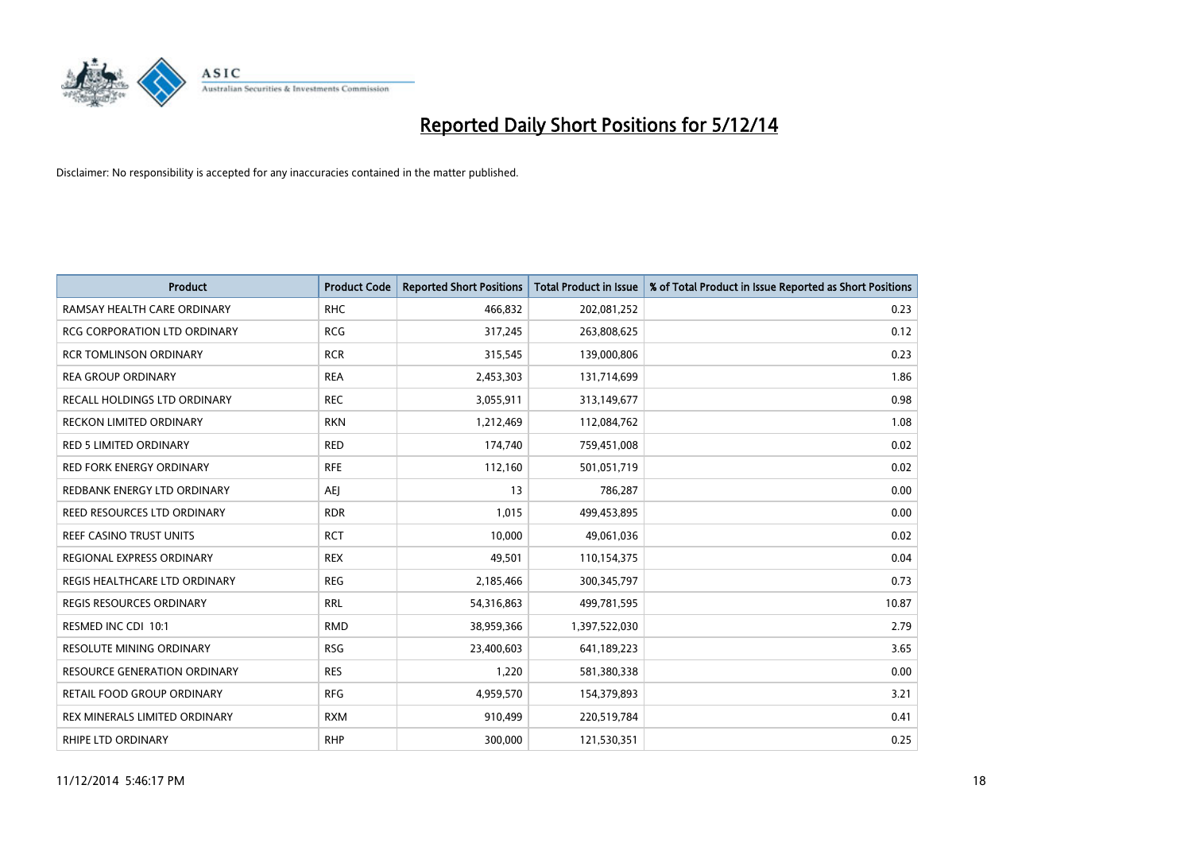# Reported Daily Short Positions for 5/12/14

Disclaimer: No responsibility is accepted for any inaccuracies contained in the matter published.

| Product | Product Code | Reported Short Positions | Total Product in Issue | % of Total Product in Issue Reported as Short Positions |
|---|---|---|---|---|
| RAMSAY HEALTH CARE ORDINARY | RHC | 466,832 | 202,081,252 | 0.23 |
| RCG CORPORATION LTD ORDINARY | RCG | 317,245 | 263,808,625 | 0.12 |
| RCR TOMLINSON ORDINARY | RCR | 315,545 | 139,000,806 | 0.23 |
| REA GROUP ORDINARY | REA | 2,453,303 | 131,714,699 | 1.86 |
| RECALL HOLDINGS LTD ORDINARY | REC | 3,055,911 | 313,149,677 | 0.98 |
| RECKON LIMITED ORDINARY | RKN | 1,212,469 | 112,084,762 | 1.08 |
| RED 5 LIMITED ORDINARY | RED | 174,740 | 759,451,008 | 0.02 |
| RED FORK ENERGY ORDINARY | RFE | 112,160 | 501,051,719 | 0.02 |
| REDBANK ENERGY LTD ORDINARY | AEJ | 13 | 786,287 | 0.00 |
| REED RESOURCES LTD ORDINARY | RDR | 1,015 | 499,453,895 | 0.00 |
| REEF CASINO TRUST UNITS | RCT | 10,000 | 49,061,036 | 0.02 |
| REGIONAL EXPRESS ORDINARY | REX | 49,501 | 110,154,375 | 0.04 |
| REGIS HEALTHCARE LTD ORDINARY | REG | 2,185,466 | 300,345,797 | 0.73 |
| REGIS RESOURCES ORDINARY | RRL | 54,316,863 | 499,781,595 | 10.87 |
| RESMED INC CDI 10:1 | RMD | 38,959,366 | 1,397,522,030 | 2.79 |
| RESOLUTE MINING ORDINARY | RSG | 23,400,603 | 641,189,223 | 3.65 |
| RESOURCE GENERATION ORDINARY | RES | 1,220 | 581,380,338 | 0.00 |
| RETAIL FOOD GROUP ORDINARY | RFG | 4,959,570 | 154,379,893 | 3.21 |
| REX MINERALS LIMITED ORDINARY | RXM | 910,499 | 220,519,784 | 0.41 |
| RHIPE LTD ORDINARY | RHP | 300,000 | 121,530,351 | 0.25 |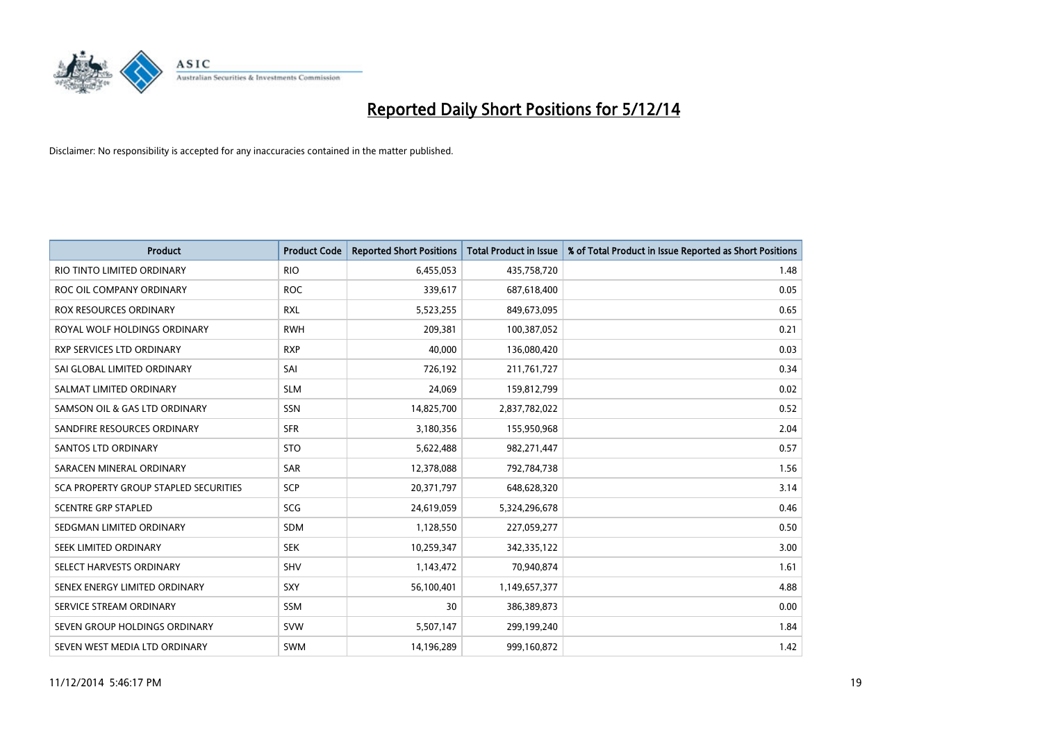# Reported Daily Short Positions for 5/12/14

Disclaimer: No responsibility is accepted for any inaccuracies contained in the matter published.

| Product | Product Code | Reported Short Positions | Total Product in Issue | % of Total Product in Issue Reported as Short Positions |
|---|---|---|---|---|
| RIO TINTO LIMITED ORDINARY | RIO | 6,455,053 | 435,758,720 | 1.48 |
| ROC OIL COMPANY ORDINARY | ROC | 339,617 | 687,618,400 | 0.05 |
| ROX RESOURCES ORDINARY | RXL | 5,523,255 | 849,673,095 | 0.65 |
| ROYAL WOLF HOLDINGS ORDINARY | RWH | 209,381 | 100,387,052 | 0.21 |
| RXP SERVICES LTD ORDINARY | RXP | 40,000 | 136,080,420 | 0.03 |
| SAI GLOBAL LIMITED ORDINARY | SAI | 726,192 | 211,761,727 | 0.34 |
| SALMAT LIMITED ORDINARY | SLM | 24,069 | 159,812,799 | 0.02 |
| SAMSON OIL & GAS LTD ORDINARY | SSN | 14,825,700 | 2,837,782,022 | 0.52 |
| SANDFIRE RESOURCES ORDINARY | SFR | 3,180,356 | 155,950,968 | 2.04 |
| SANTOS LTD ORDINARY | STO | 5,622,488 | 982,271,447 | 0.57 |
| SARACEN MINERAL ORDINARY | SAR | 12,378,088 | 792,784,738 | 1.56 |
| SCA PROPERTY GROUP STAPLED SECURITIES | SCP | 20,371,797 | 648,628,320 | 3.14 |
| SCENTRE GRP STAPLED | SCG | 24,619,059 | 5,324,296,678 | 0.46 |
| SEDGMAN LIMITED ORDINARY | SDM | 1,128,550 | 227,059,277 | 0.50 |
| SEEK LIMITED ORDINARY | SEK | 10,259,347 | 342,335,122 | 3.00 |
| SELECT HARVESTS ORDINARY | SHV | 1,143,472 | 70,940,874 | 1.61 |
| SENEX ENERGY LIMITED ORDINARY | SXY | 56,100,401 | 1,149,657,377 | 4.88 |
| SERVICE STREAM ORDINARY | SSM | 30 | 386,389,873 | 0.00 |
| SEVEN GROUP HOLDINGS ORDINARY | SVW | 5,507,147 | 299,199,240 | 1.84 |
| SEVEN WEST MEDIA LTD ORDINARY | SWM | 14,196,289 | 999,160,872 | 1.42 |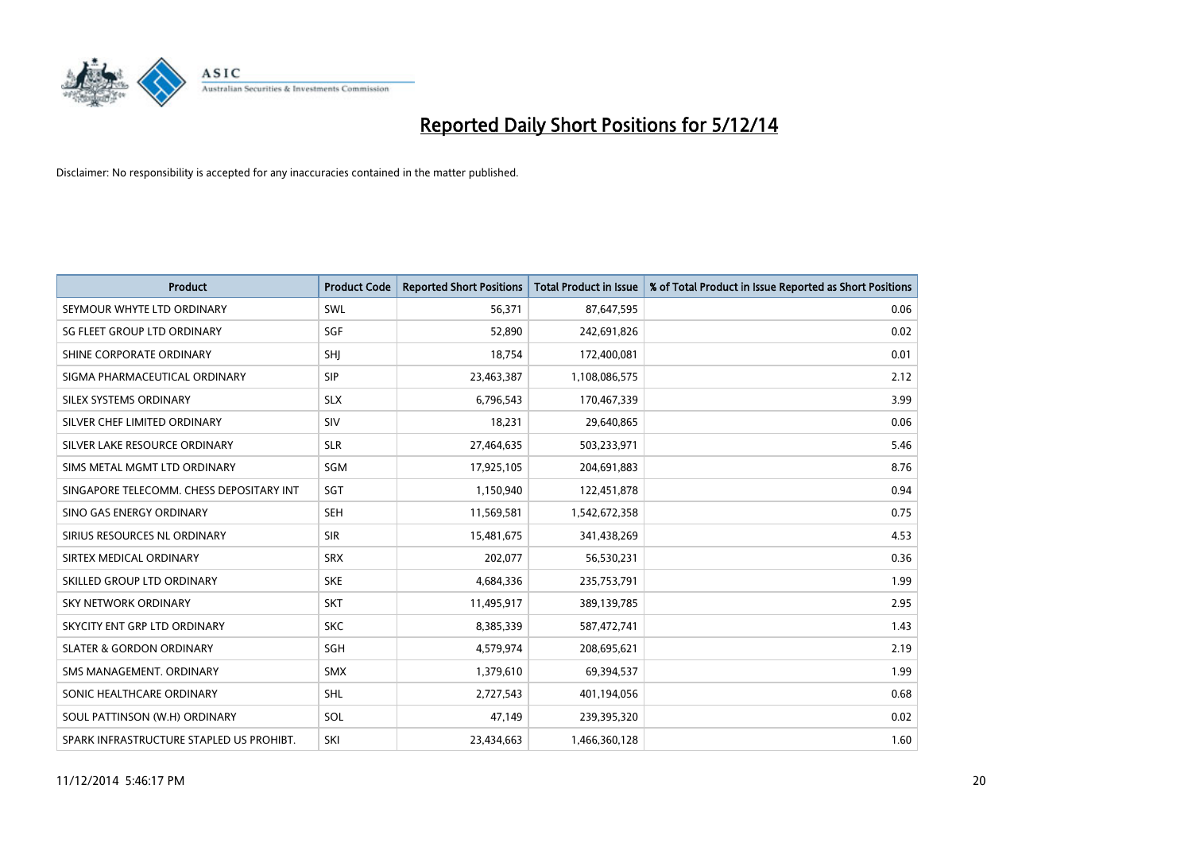# Reported Daily Short Positions for 5/12/14

Disclaimer: No responsibility is accepted for any inaccuracies contained in the matter published.

| Product | Product Code | Reported Short Positions | Total Product in Issue | % of Total Product in Issue Reported as Short Positions |
|---|---|---|---|---|
| SEYMOUR WHYTE LTD ORDINARY | SWL | 56,371 | 87,647,595 | 0.06 |
| SG FLEET GROUP LTD ORDINARY | SGF | 52,890 | 242,691,826 | 0.02 |
| SHINE CORPORATE ORDINARY | SHJ | 18,754 | 172,400,081 | 0.01 |
| SIGMA PHARMACEUTICAL ORDINARY | SIP | 23,463,387 | 1,108,086,575 | 2.12 |
| SILEX SYSTEMS ORDINARY | SLX | 6,796,543 | 170,467,339 | 3.99 |
| SILVER CHEF LIMITED ORDINARY | SIV | 18,231 | 29,640,865 | 0.06 |
| SILVER LAKE RESOURCE ORDINARY | SLR | 27,464,635 | 503,233,971 | 5.46 |
| SIMS METAL MGMT LTD ORDINARY | SGM | 17,925,105 | 204,691,883 | 8.76 |
| SINGAPORE TELECOMM. CHESS DEPOSITARY INT | SGT | 1,150,940 | 122,451,878 | 0.94 |
| SINO GAS ENERGY ORDINARY | SEH | 11,569,581 | 1,542,672,358 | 0.75 |
| SIRIUS RESOURCES NL ORDINARY | SIR | 15,481,675 | 341,438,269 | 4.53 |
| SIRTEX MEDICAL ORDINARY | SRX | 202,077 | 56,530,231 | 0.36 |
| SKILLED GROUP LTD ORDINARY | SKE | 4,684,336 | 235,753,791 | 1.99 |
| SKY NETWORK ORDINARY | SKT | 11,495,917 | 389,139,785 | 2.95 |
| SKYCITY ENT GRP LTD ORDINARY | SKC | 8,385,339 | 587,472,741 | 1.43 |
| SLATER & GORDON ORDINARY | SGH | 4,579,974 | 208,695,621 | 2.19 |
| SMS MANAGEMENT. ORDINARY | SMX | 1,379,610 | 69,394,537 | 1.99 |
| SONIC HEALTHCARE ORDINARY | SHL | 2,727,543 | 401,194,056 | 0.68 |
| SOUL PATTINSON (W.H) ORDINARY | SOL | 47,149 | 239,395,320 | 0.02 |
| SPARK INFRASTRUCTURE STAPLED US PROHIBT. | SKI | 23,434,663 | 1,466,360,128 | 1.60 |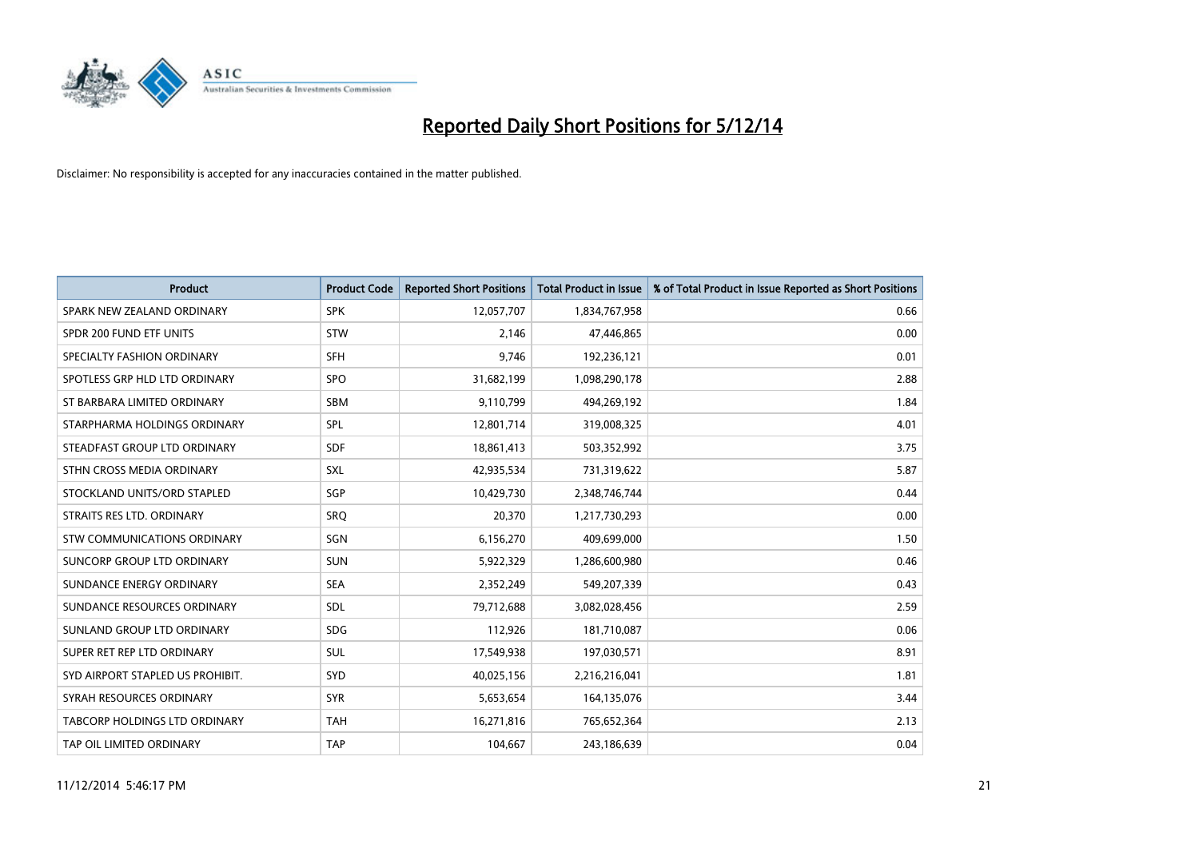# Reported Daily Short Positions for 5/12/14

Disclaimer: No responsibility is accepted for any inaccuracies contained in the matter published.

| Product | Product Code | Reported Short Positions | Total Product in Issue | % of Total Product in Issue Reported as Short Positions |
|---|---|---|---|---|
| SPARK NEW ZEALAND ORDINARY | SPK | 12,057,707 | 1,834,767,958 | 0.66 |
| SPDR 200 FUND ETF UNITS | STW | 2,146 | 47,446,865 | 0.00 |
| SPECIALTY FASHION ORDINARY | SFH | 9,746 | 192,236,121 | 0.01 |
| SPOTLESS GRP HLD LTD ORDINARY | SPO | 31,682,199 | 1,098,290,178 | 2.88 |
| ST BARBARA LIMITED ORDINARY | SBM | 9,110,799 | 494,269,192 | 1.84 |
| STARPHARMA HOLDINGS ORDINARY | SPL | 12,801,714 | 319,008,325 | 4.01 |
| STEADFAST GROUP LTD ORDINARY | SDF | 18,861,413 | 503,352,992 | 3.75 |
| STHN CROSS MEDIA ORDINARY | SXL | 42,935,534 | 731,319,622 | 5.87 |
| STOCKLAND UNITS/ORD STAPLED | SGP | 10,429,730 | 2,348,746,744 | 0.44 |
| STRAITS RES LTD. ORDINARY | SRQ | 20,370 | 1,217,730,293 | 0.00 |
| STW COMMUNICATIONS ORDINARY | SGN | 6,156,270 | 409,699,000 | 1.50 |
| SUNCORP GROUP LTD ORDINARY | SUN | 5,922,329 | 1,286,600,980 | 0.46 |
| SUNDANCE ENERGY ORDINARY | SEA | 2,352,249 | 549,207,339 | 0.43 |
| SUNDANCE RESOURCES ORDINARY | SDL | 79,712,688 | 3,082,028,456 | 2.59 |
| SUNLAND GROUP LTD ORDINARY | SDG | 112,926 | 181,710,087 | 0.06 |
| SUPER RET REP LTD ORDINARY | SUL | 17,549,938 | 197,030,571 | 8.91 |
| SYD AIRPORT STAPLED US PROHIBIT. | SYD | 40,025,156 | 2,216,216,041 | 1.81 |
| SYRAH RESOURCES ORDINARY | SYR | 5,653,654 | 164,135,076 | 3.44 |
| TABCORP HOLDINGS LTD ORDINARY | TAH | 16,271,816 | 765,652,364 | 2.13 |
| TAP OIL LIMITED ORDINARY | TAP | 104,667 | 243,186,639 | 0.04 |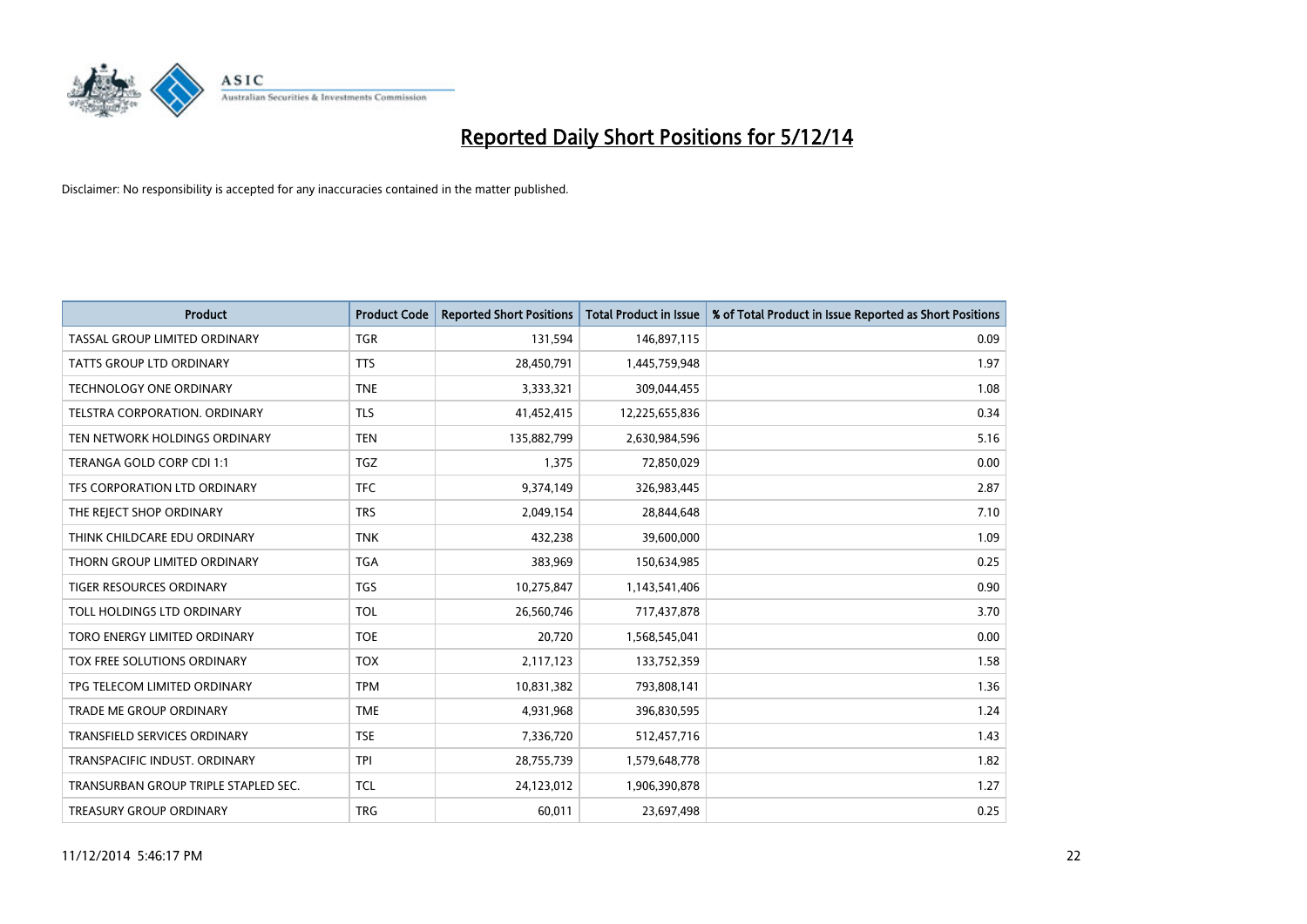# Reported Daily Short Positions for 5/12/14

Disclaimer: No responsibility is accepted for any inaccuracies contained in the matter published.

| Product | Product Code | Reported Short Positions | Total Product in Issue | % of Total Product in Issue Reported as Short Positions |
|---|---|---|---|---|
| TASSAL GROUP LIMITED ORDINARY | TGR | 131,594 | 146,897,115 | 0.09 |
| TATTS GROUP LTD ORDINARY | TTS | 28,450,791 | 1,445,759,948 | 1.97 |
| TECHNOLOGY ONE ORDINARY | TNE | 3,333,321 | 309,044,455 | 1.08 |
| TELSTRA CORPORATION. ORDINARY | TLS | 41,452,415 | 12,225,655,836 | 0.34 |
| TEN NETWORK HOLDINGS ORDINARY | TEN | 135,882,799 | 2,630,984,596 | 5.16 |
| TERANGA GOLD CORP CDI 1:1 | TGZ | 1,375 | 72,850,029 | 0.00 |
| TFS CORPORATION LTD ORDINARY | TFC | 9,374,149 | 326,983,445 | 2.87 |
| THE REJECT SHOP ORDINARY | TRS | 2,049,154 | 28,844,648 | 7.10 |
| THINK CHILDCARE EDU ORDINARY | TNK | 432,238 | 39,600,000 | 1.09 |
| THORN GROUP LIMITED ORDINARY | TGA | 383,969 | 150,634,985 | 0.25 |
| TIGER RESOURCES ORDINARY | TGS | 10,275,847 | 1,143,541,406 | 0.90 |
| TOLL HOLDINGS LTD ORDINARY | TOL | 26,560,746 | 717,437,878 | 3.70 |
| TORO ENERGY LIMITED ORDINARY | TOE | 20,720 | 1,568,545,041 | 0.00 |
| TOX FREE SOLUTIONS ORDINARY | TOX | 2,117,123 | 133,752,359 | 1.58 |
| TPG TELECOM LIMITED ORDINARY | TPM | 10,831,382 | 793,808,141 | 1.36 |
| TRADE ME GROUP ORDINARY | TME | 4,931,968 | 396,830,595 | 1.24 |
| TRANSFIELD SERVICES ORDINARY | TSE | 7,336,720 | 512,457,716 | 1.43 |
| TRANSPACIFIC INDUST. ORDINARY | TPI | 28,755,739 | 1,579,648,778 | 1.82 |
| TRANSURBAN GROUP TRIPLE STAPLED SEC. | TCL | 24,123,012 | 1,906,390,878 | 1.27 |
| TREASURY GROUP ORDINARY | TRG | 60,011 | 23,697,498 | 0.25 |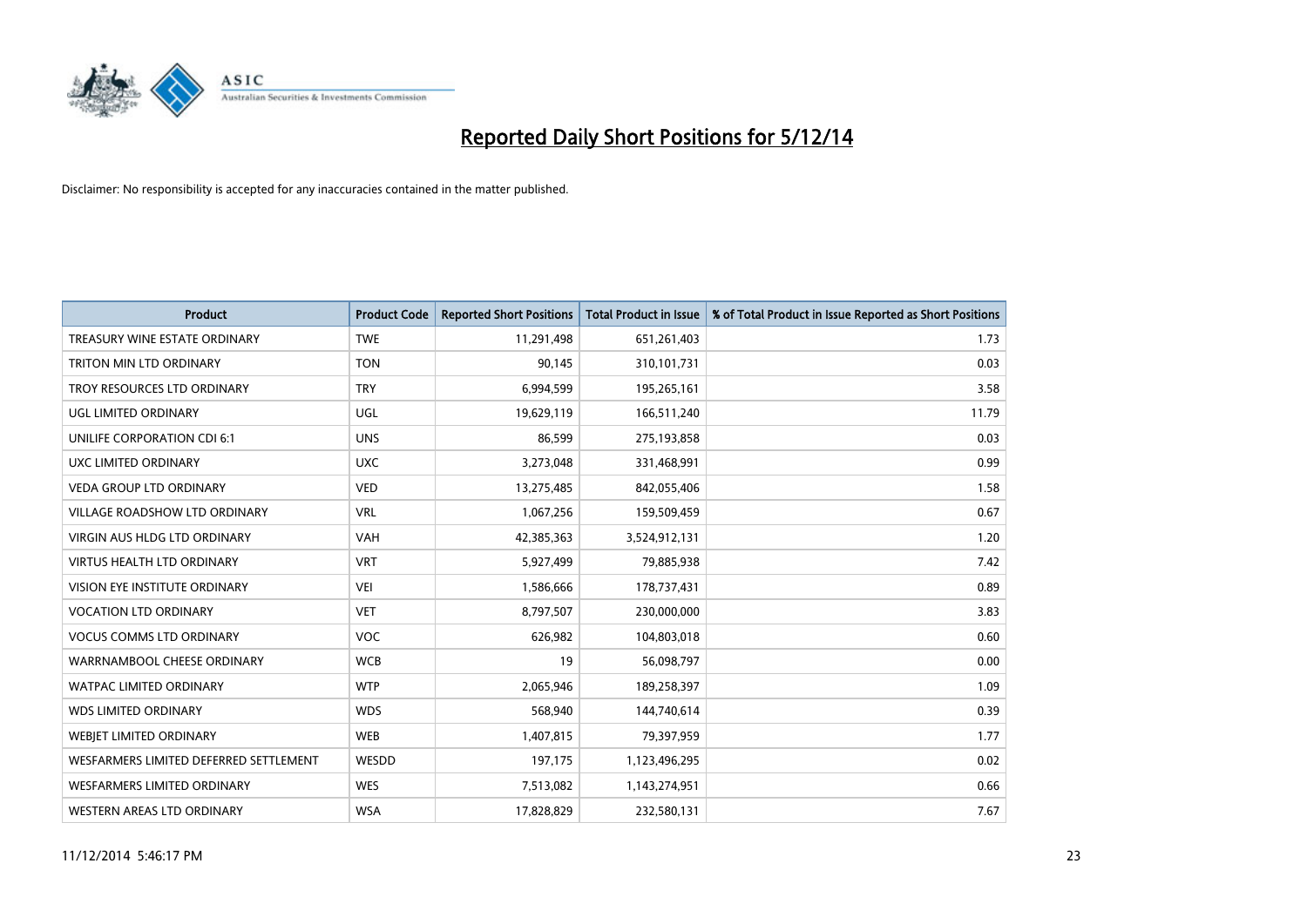# Reported Daily Short Positions for 5/12/14

Disclaimer: No responsibility is accepted for any inaccuracies contained in the matter published.

| Product | Product Code | Reported Short Positions | Total Product in Issue | % of Total Product in Issue Reported as Short Positions |
|---|---|---|---|---|
| TREASURY WINE ESTATE ORDINARY | TWE | 11,291,498 | 651,261,403 | 1.73 |
| TRITON MIN LTD ORDINARY | TON | 90,145 | 310,101,731 | 0.03 |
| TROY RESOURCES LTD ORDINARY | TRY | 6,994,599 | 195,265,161 | 3.58 |
| UGL LIMITED ORDINARY | UGL | 19,629,119 | 166,511,240 | 11.79 |
| UNILIFE CORPORATION CDI 6:1 | UNS | 86,599 | 275,193,858 | 0.03 |
| UXC LIMITED ORDINARY | UXC | 3,273,048 | 331,468,991 | 0.99 |
| VEDA GROUP LTD ORDINARY | VED | 13,275,485 | 842,055,406 | 1.58 |
| VILLAGE ROADSHOW LTD ORDINARY | VRL | 1,067,256 | 159,509,459 | 0.67 |
| VIRGIN AUS HLDG LTD ORDINARY | VAH | 42,385,363 | 3,524,912,131 | 1.20 |
| VIRTUS HEALTH LTD ORDINARY | VRT | 5,927,499 | 79,885,938 | 7.42 |
| VISION EYE INSTITUTE ORDINARY | VEI | 1,586,666 | 178,737,431 | 0.89 |
| VOCATION LTD ORDINARY | VET | 8,797,507 | 230,000,000 | 3.83 |
| VOCUS COMMS LTD ORDINARY | VOC | 626,982 | 104,803,018 | 0.60 |
| WARRNAMBOOL CHEESE ORDINARY | WCB | 19 | 56,098,797 | 0.00 |
| WATPAC LIMITED ORDINARY | WTP | 2,065,946 | 189,258,397 | 1.09 |
| WDS LIMITED ORDINARY | WDS | 568,940 | 144,740,614 | 0.39 |
| WEBJET LIMITED ORDINARY | WEB | 1,407,815 | 79,397,959 | 1.77 |
| WESFARMERS LIMITED DEFERRED SETTLEMENT | WESDD | 197,175 | 1,123,496,295 | 0.02 |
| WESFARMERS LIMITED ORDINARY | WES | 7,513,082 | 1,143,274,951 | 0.66 |
| WESTERN AREAS LTD ORDINARY | WSA | 17,828,829 | 232,580,131 | 7.67 |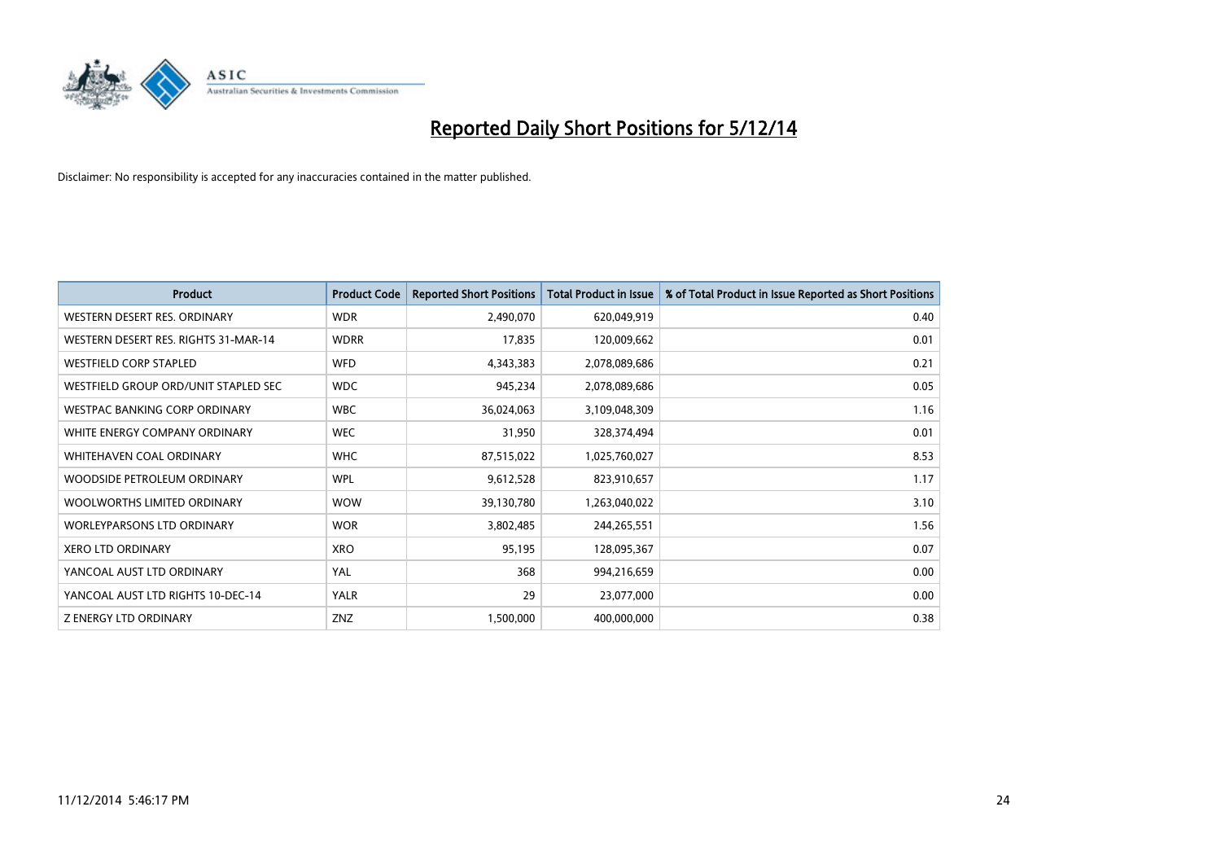# Reported Daily Short Positions for 5/12/14

Disclaimer: No responsibility is accepted for any inaccuracies contained in the matter published.

| Product | Product Code | Reported Short Positions | Total Product in Issue | % of Total Product in Issue Reported as Short Positions |
|---|---|---|---|---|
| WESTERN DESERT RES. ORDINARY | WDR | 2,490,070 | 620,049,919 | 0.40 |
| WESTERN DESERT RES. RIGHTS 31-MAR-14 | WDRR | 17,835 | 120,009,662 | 0.01 |
| WESTFIELD CORP STAPLED | WFD | 4,343,383 | 2,078,089,686 | 0.21 |
| WESTFIELD GROUP ORD/UNIT STAPLED SEC | WDC | 945,234 | 2,078,089,686 | 0.05 |
| WESTPAC BANKING CORP ORDINARY | WBC | 36,024,063 | 3,109,048,309 | 1.16 |
| WHITE ENERGY COMPANY ORDINARY | WEC | 31,950 | 328,374,494 | 0.01 |
| WHITEHAVEN COAL ORDINARY | WHC | 87,515,022 | 1,025,760,027 | 8.53 |
| WOODSIDE PETROLEUM ORDINARY | WPL | 9,612,528 | 823,910,657 | 1.17 |
| WOOLWORTHS LIMITED ORDINARY | WOW | 39,130,780 | 1,263,040,022 | 3.10 |
| WORLEYPARSONS LTD ORDINARY | WOR | 3,802,485 | 244,265,551 | 1.56 |
| XERO LTD ORDINARY | XRO | 95,195 | 128,095,367 | 0.07 |
| YANCOAL AUST LTD ORDINARY | YAL | 368 | 994,216,659 | 0.00 |
| YANCOAL AUST LTD RIGHTS 10-DEC-14 | YALR | 29 | 23,077,000 | 0.00 |
| Z ENERGY LTD ORDINARY | ZNZ | 1,500,000 | 400,000,000 | 0.38 |